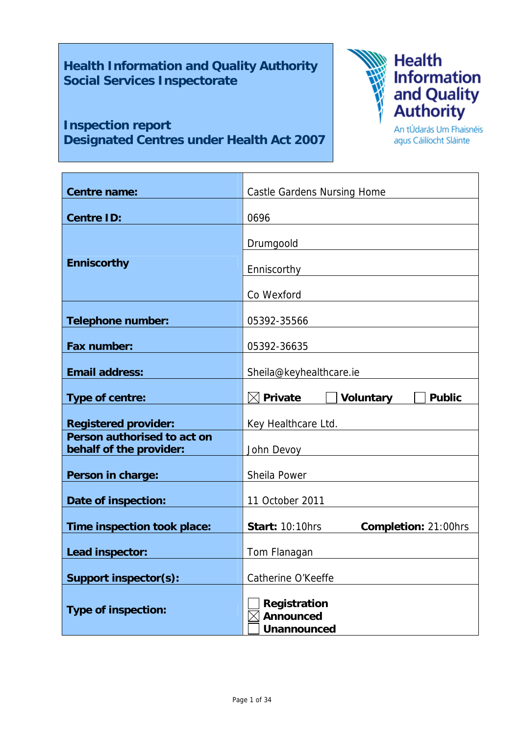# Health Information and Quality Authority
# Social Services Inspectorate

## Inspection report
## Designated Centres under Health Act 2007

Health Information and Quality Authority
An tÚdarás Um Fhaisnéis agus Cáilíocht Sláinte

| | |
|---|---|
| **Centre name:** | Castle Gardens Nursing Home |
| **Centre ID:** | 0696 |
| **Enniscorthy** | Drumgoold |
| | Enniscorthy |
| | Co Wexford |
| **Telephone number:** | 05392-35566 |
| **Fax number:** | 05392-36635 |
| **Email address:** | Sheila@keyhealthcare.ie |
| **Type of centre:** | ☒ **Private** ☐ **Voluntary** ☐ **Public** |
| **Registered provider:** | Key Healthcare Ltd. |
| **Person authorised to act on behalf of the provider:** | John Devoy |
| **Person in charge:** | Sheila Power |
| **Date of inspection:** | 11 October 2011 |
| **Time inspection took place:** | **Start:** 10:10hrs **Completion:** 21:00hrs |
| **Lead inspector:** | Tom Flanagan |
| **Support inspector(s):** | Catherine O'Keeffe |
| **Type of inspection:** | ☐ **Registration** ☒ **Announced** ☐ **Unannounced** |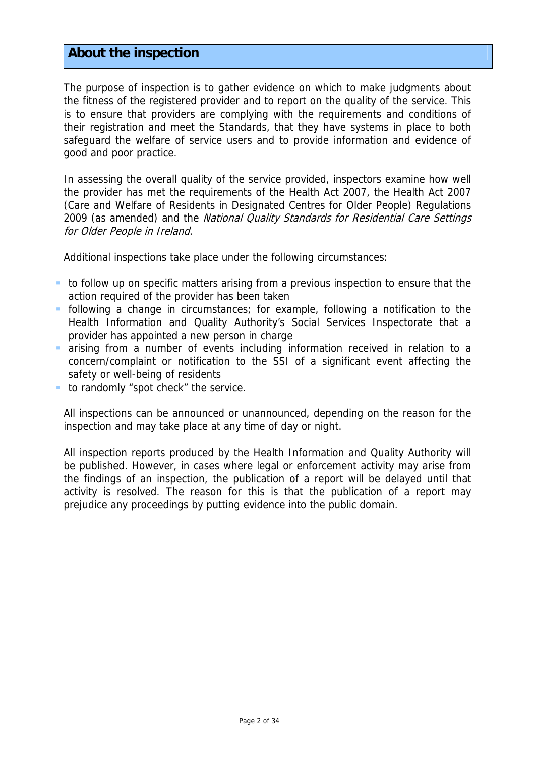## About the inspection

The purpose of inspection is to gather evidence on which to make judgments about the fitness of the registered provider and to report on the quality of the service. This is to ensure that providers are complying with the requirements and conditions of their registration and meet the Standards, that they have systems in place to both safeguard the welfare of service users and to provide information and evidence of good and poor practice.

In assessing the overall quality of the service provided, inspectors examine how well the provider has met the requirements of the Health Act 2007, the Health Act 2007 (Care and Welfare of Residents in Designated Centres for Older People) Regulations 2009 (as amended) and the *National Quality Standards for Residential Care Settings for Older People in Ireland*.

Additional inspections take place under the following circumstances:

- to follow up on specific matters arising from a previous inspection to ensure that the action required of the provider has been taken
- following a change in circumstances; for example, following a notification to the Health Information and Quality Authority's Social Services Inspectorate that a provider has appointed a new person in charge
- arising from a number of events including information received in relation to a concern/complaint or notification to the SSI of a significant event affecting the safety or well-being of residents
- to randomly "spot check" the service.

All inspections can be announced or unannounced, depending on the reason for the inspection and may take place at any time of day or night.

All inspection reports produced by the Health Information and Quality Authority will be published. However, in cases where legal or enforcement activity may arise from the findings of an inspection, the publication of a report will be delayed until that activity is resolved. The reason for this is that the publication of a report may prejudice any proceedings by putting evidence into the public domain.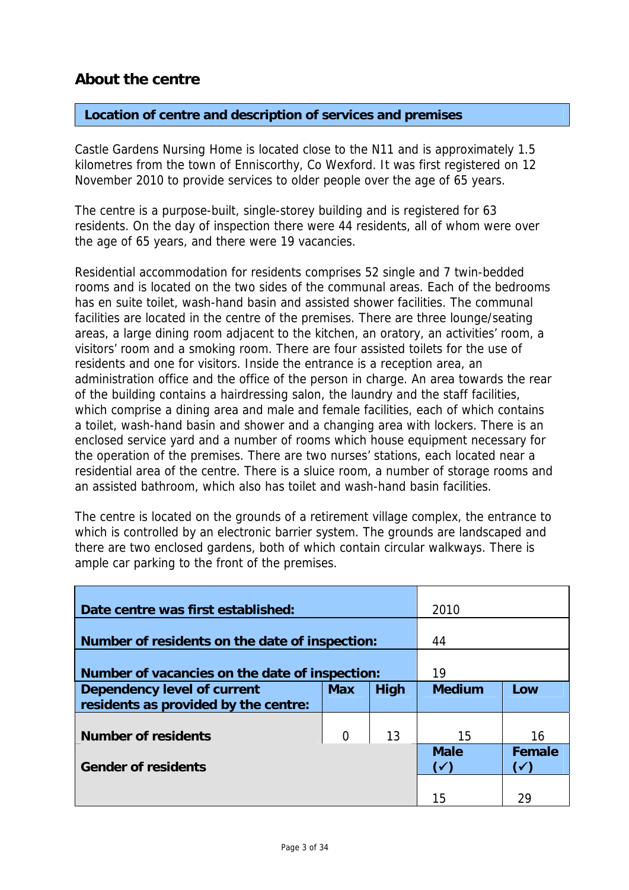## About the centre

### Location of centre and description of services and premises

Castle Gardens Nursing Home is located close to the N11 and is approximately 1.5 kilometres from the town of Enniscorthy, Co Wexford. It was first registered on 12 November 2010 to provide services to older people over the age of 65 years.

The centre is a purpose-built, single-storey building and is registered for 63 residents. On the day of inspection there were 44 residents, all of whom were over the age of 65 years, and there were 19 vacancies.

Residential accommodation for residents comprises 52 single and 7 twin-bedded rooms and is located on the two sides of the communal areas. Each of the bedrooms has en suite toilet, wash-hand basin and assisted shower facilities. The communal facilities are located in the centre of the premises. There are three lounge/seating areas, a large dining room adjacent to the kitchen, an oratory, an activities' room, a visitors' room and a smoking room. There are four assisted toilets for the use of residents and one for visitors. Inside the entrance is a reception area, an administration office and the office of the person in charge. An area towards the rear of the building contains a hairdressing salon, the laundry and the staff facilities, which comprise a dining area and male and female facilities, each of which contains a toilet, wash-hand basin and shower and a changing area with lockers. There is an enclosed service yard and a number of rooms which house equipment necessary for the operation of the premises. There are two nurses' stations, each located near a residential area of the centre. There is a sluice room, a number of storage rooms and an assisted bathroom, which also has toilet and wash-hand basin facilities.

The centre is located on the grounds of a retirement village complex, the entrance to which is controlled by an electronic barrier system. The grounds are landscaped and there are two enclosed gardens, both of which contain circular walkways. There is ample car parking to the front of the premises.

| | | | | |
|---|---|---|---|---|
| **Date centre was first established:** | | | 2010 | |
| **Number of residents on the date of inspection:** | | | 44 | |
| **Number of vacancies on the date of inspection:** | | | 19 | |
| **Dependency level of current residents as provided by the centre:** | **Max** | **High** | **Medium** | **Low** |
| **Number of residents** | 0 | 13 | 15 | 16 |
| **Gender of residents** | | | **Male (✓)** | **Female (✓)** |
| | | | 15 | 29 |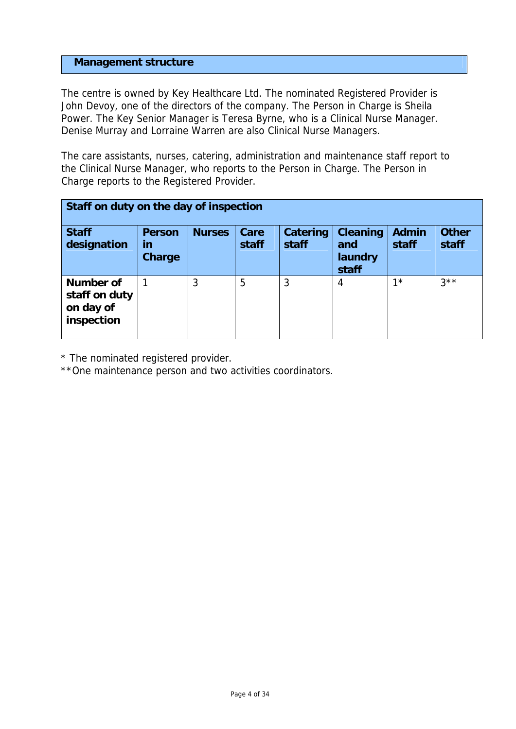## Management structure

The centre is owned by Key Healthcare Ltd. The nominated Registered Provider is John Devoy, one of the directors of the company. The Person in Charge is Sheila Power. The Key Senior Manager is Teresa Byrne, who is a Clinical Nurse Manager. Denise Murray and Lorraine Warren are also Clinical Nurse Managers.

The care assistants, nurses, catering, administration and maintenance staff report to the Clinical Nurse Manager, who reports to the Person in Charge. The Person in Charge reports to the Registered Provider.

| Staff on duty on the day of inspection | | | | | | | |
|---|---|---|---|---|---|---|---|
| **Staff designation** | **Person in Charge** | **Nurses** | **Care staff** | **Catering staff** | **Cleaning and laundry staff** | **Admin staff** | **Other staff** |
| **Number of staff on duty on day of inspection** | 1 | 3 | 5 | 3 | 4 | 1* | 3** |

* The nominated registered provider.
**One maintenance person and two activities coordinators.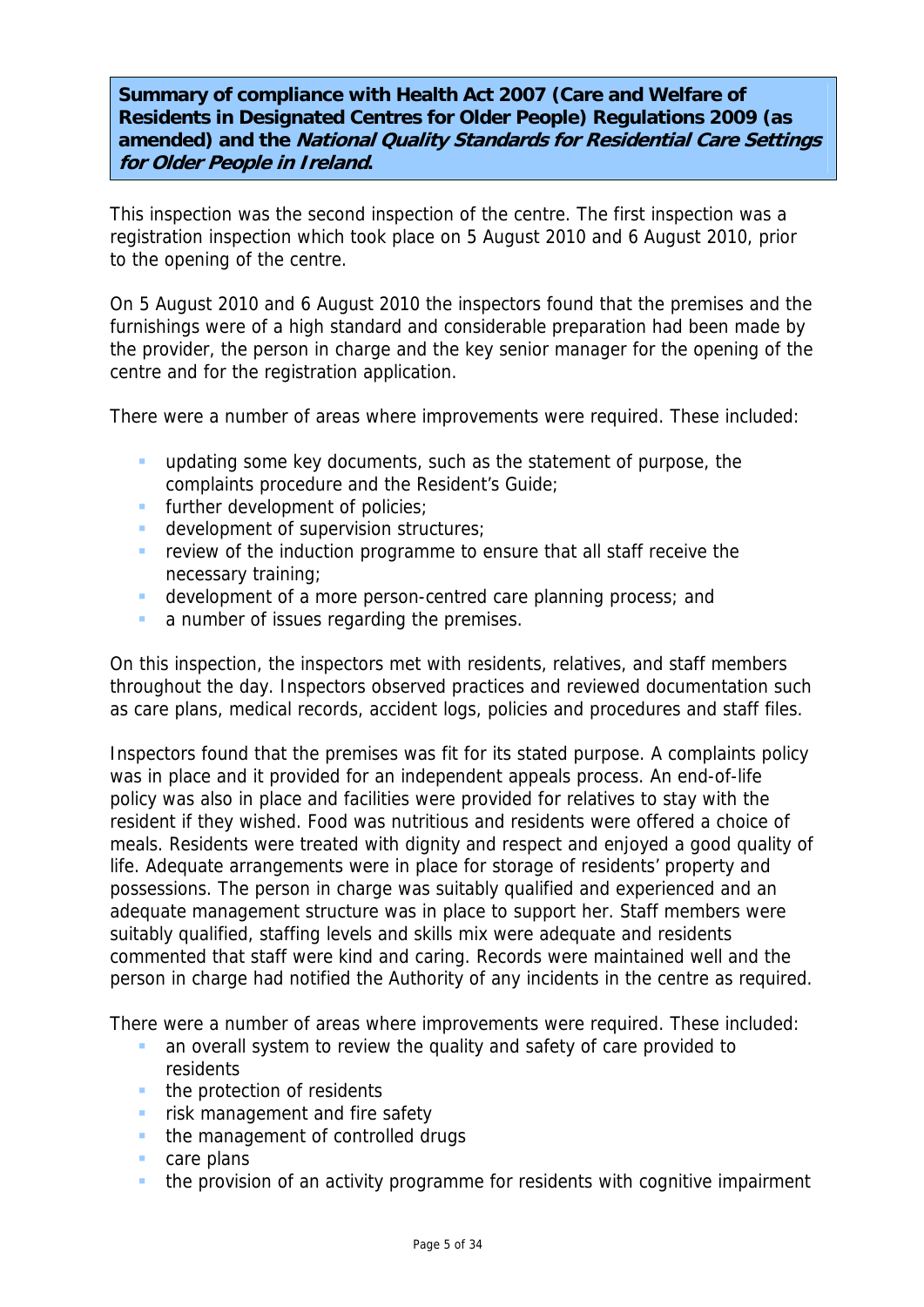## Summary of compliance with Health Act 2007 (Care and Welfare of Residents in Designated Centres for Older People) Regulations 2009 (as amended) and the *National Quality Standards for Residential Care Settings for Older People in Ireland*.

This inspection was the second inspection of the centre. The first inspection was a registration inspection which took place on 5 August 2010 and 6 August 2010, prior to the opening of the centre.

On 5 August 2010 and 6 August 2010 the inspectors found that the premises and the furnishings were of a high standard and considerable preparation had been made by the provider, the person in charge and the key senior manager for the opening of the centre and for the registration application.

There were a number of areas where improvements were required. These included:

- updating some key documents, such as the statement of purpose, the complaints procedure and the Resident's Guide;
- further development of policies;
- development of supervision structures;
- review of the induction programme to ensure that all staff receive the necessary training;
- development of a more person-centred care planning process; and
- a number of issues regarding the premises.

On this inspection, the inspectors met with residents, relatives, and staff members throughout the day. Inspectors observed practices and reviewed documentation such as care plans, medical records, accident logs, policies and procedures and staff files.

Inspectors found that the premises was fit for its stated purpose. A complaints policy was in place and it provided for an independent appeals process. An end-of-life policy was also in place and facilities were provided for relatives to stay with the resident if they wished. Food was nutritious and residents were offered a choice of meals. Residents were treated with dignity and respect and enjoyed a good quality of life. Adequate arrangements were in place for storage of residents' property and possessions. The person in charge was suitably qualified and experienced and an adequate management structure was in place to support her. Staff members were suitably qualified, staffing levels and skills mix were adequate and residents commented that staff were kind and caring. Records were maintained well and the person in charge had notified the Authority of any incidents in the centre as required.

There were a number of areas where improvements were required. These included:

- an overall system to review the quality and safety of care provided to residents
- the protection of residents
- risk management and fire safety
- the management of controlled drugs
- care plans
- the provision of an activity programme for residents with cognitive impairment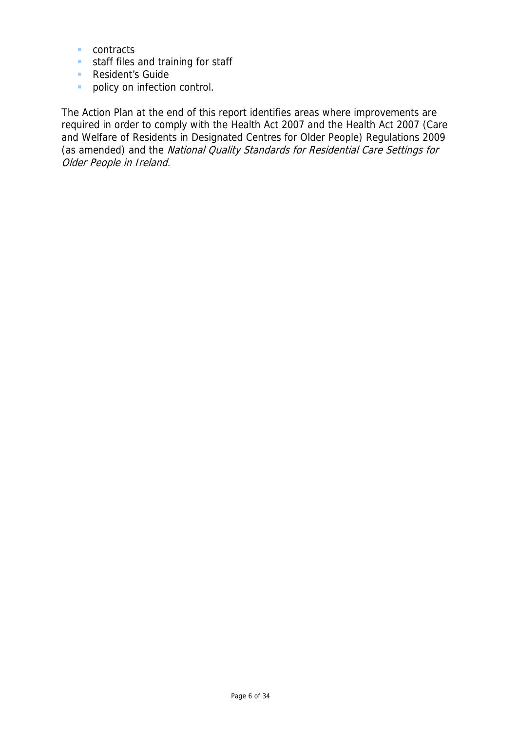- contracts
- staff files and training for staff
- Resident's Guide
- policy on infection control.

The Action Plan at the end of this report identifies areas where improvements are required in order to comply with the Health Act 2007 and the Health Act 2007 (Care and Welfare of Residents in Designated Centres for Older People) Regulations 2009 (as amended) and the *National Quality Standards for Residential Care Settings for Older People in Ireland.*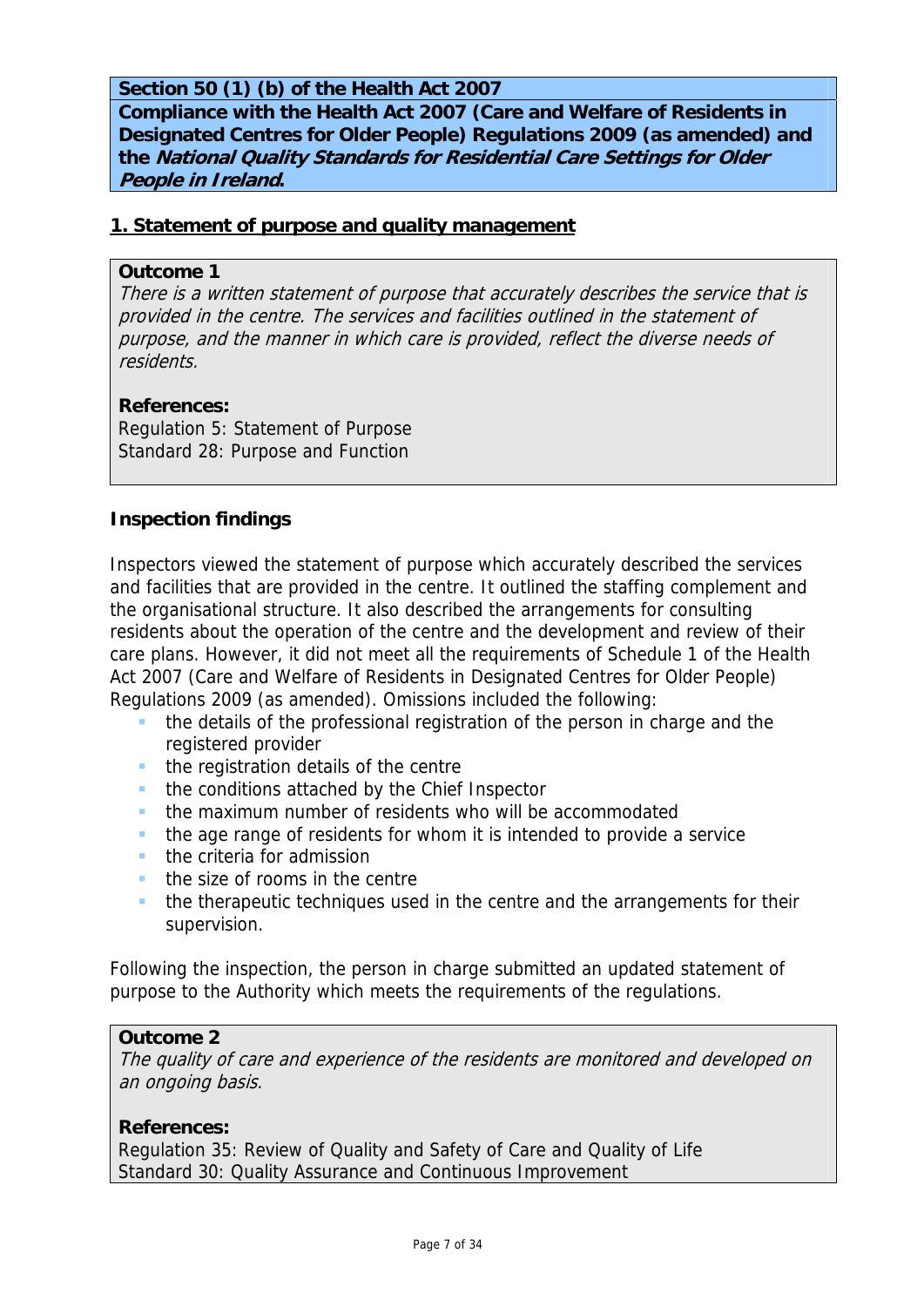**Section 50 (1) (b) of the Health Act 2007**

**Compliance with the Health Act 2007 (Care and Welfare of Residents in Designated Centres for Older People) Regulations 2009 (as amended) and the *National Quality Standards for Residential Care Settings for Older People in Ireland*.**

## 1. Statement of purpose and quality management

**Outcome 1**

*There is a written statement of purpose that accurately describes the service that is provided in the centre. The services and facilities outlined in the statement of purpose, and the manner in which care is provided, reflect the diverse needs of residents.*

**References:**

Regulation 5: Statement of Purpose
Standard 28: Purpose and Function

### Inspection findings

Inspectors viewed the statement of purpose which accurately described the services and facilities that are provided in the centre. It outlined the staffing complement and the organisational structure. It also described the arrangements for consulting residents about the operation of the centre and the development and review of their care plans. However, it did not meet all the requirements of Schedule 1 of the Health Act 2007 (Care and Welfare of Residents in Designated Centres for Older People) Regulations 2009 (as amended). Omissions included the following:

- the details of the professional registration of the person in charge and the registered provider
- the registration details of the centre
- the conditions attached by the Chief Inspector
- the maximum number of residents who will be accommodated
- the age range of residents for whom it is intended to provide a service
- the criteria for admission
- the size of rooms in the centre
- the therapeutic techniques used in the centre and the arrangements for their supervision.

Following the inspection, the person in charge submitted an updated statement of purpose to the Authority which meets the requirements of the regulations.

**Outcome 2**

*The quality of care and experience of the residents are monitored and developed on an ongoing basis.*

**References:**

Regulation 35: Review of Quality and Safety of Care and Quality of Life
Standard 30: Quality Assurance and Continuous Improvement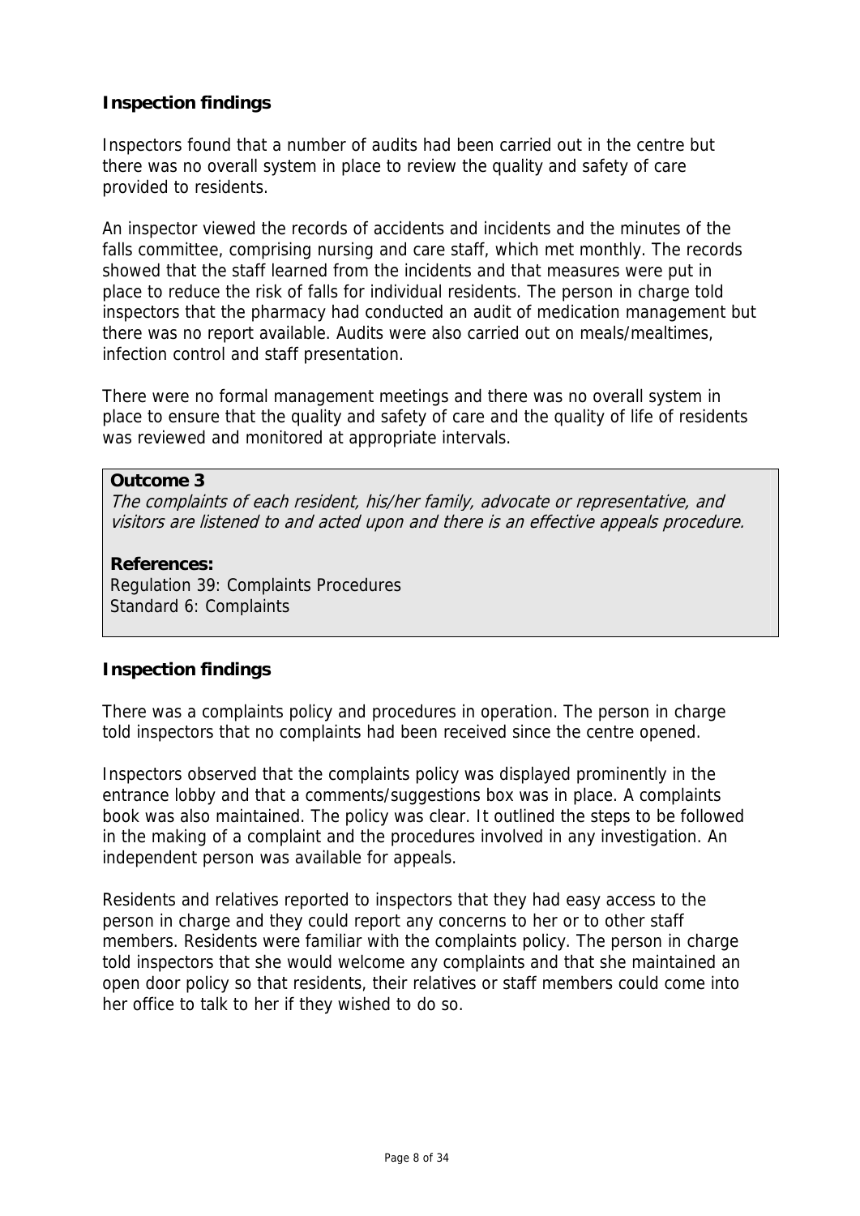### Inspection findings

Inspectors found that a number of audits had been carried out in the centre but there was no overall system in place to review the quality and safety of care provided to residents.

An inspector viewed the records of accidents and incidents and the minutes of the falls committee, comprising nursing and care staff, which met monthly. The records showed that the staff learned from the incidents and that measures were put in place to reduce the risk of falls for individual residents. The person in charge told inspectors that the pharmacy had conducted an audit of medication management but there was no report available. Audits were also carried out on meals/mealtimes, infection control and staff presentation.

There were no formal management meetings and there was no overall system in place to ensure that the quality and safety of care and the quality of life of residents was reviewed and monitored at appropriate intervals.

**Outcome 3**
*The complaints of each resident, his/her family, advocate or representative, and visitors are listened to and acted upon and there is an effective appeals procedure.*

**References:**
Regulation 39: Complaints Procedures
Standard 6: Complaints

### Inspection findings

There was a complaints policy and procedures in operation. The person in charge told inspectors that no complaints had been received since the centre opened.

Inspectors observed that the complaints policy was displayed prominently in the entrance lobby and that a comments/suggestions box was in place. A complaints book was also maintained. The policy was clear. It outlined the steps to be followed in the making of a complaint and the procedures involved in any investigation. An independent person was available for appeals.

Residents and relatives reported to inspectors that they had easy access to the person in charge and they could report any concerns to her or to other staff members. Residents were familiar with the complaints policy. The person in charge told inspectors that she would welcome any complaints and that she maintained an open door policy so that residents, their relatives or staff members could come into her office to talk to her if they wished to do so.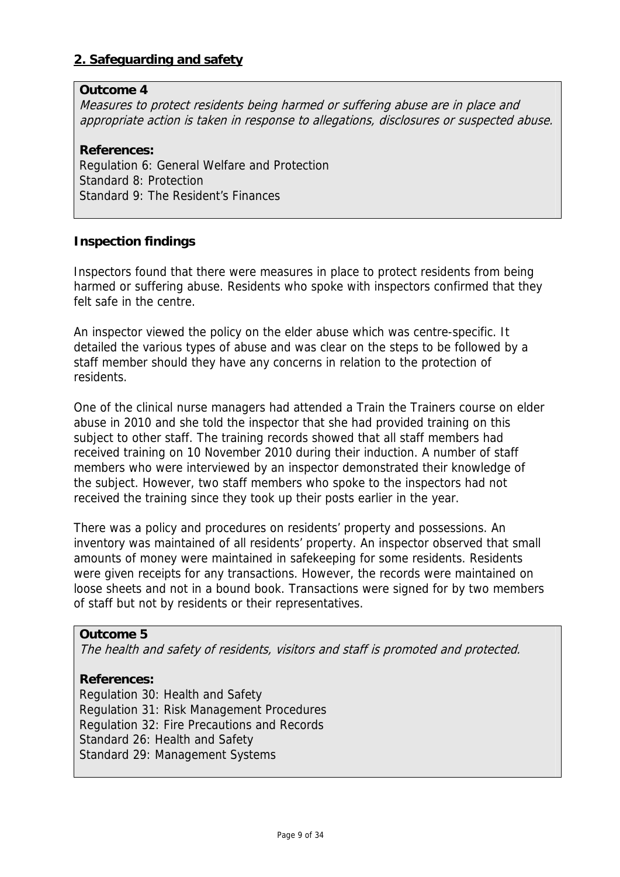## 2. Safeguarding and safety

**Outcome 4**

*Measures to protect residents being harmed or suffering abuse are in place and appropriate action is taken in response to allegations, disclosures or suspected abuse.*

**References:**
Regulation 6: General Welfare and Protection
Standard 8: Protection
Standard 9: The Resident's Finances

**Inspection findings**

Inspectors found that there were measures in place to protect residents from being harmed or suffering abuse. Residents who spoke with inspectors confirmed that they felt safe in the centre.

An inspector viewed the policy on the elder abuse which was centre-specific. It detailed the various types of abuse and was clear on the steps to be followed by a staff member should they have any concerns in relation to the protection of residents.

One of the clinical nurse managers had attended a Train the Trainers course on elder abuse in 2010 and she told the inspector that she had provided training on this subject to other staff. The training records showed that all staff members had received training on 10 November 2010 during their induction. A number of staff members who were interviewed by an inspector demonstrated their knowledge of the subject. However, two staff members who spoke to the inspectors had not received the training since they took up their posts earlier in the year.

There was a policy and procedures on residents' property and possessions. An inventory was maintained of all residents' property. An inspector observed that small amounts of money were maintained in safekeeping for some residents. Residents were given receipts for any transactions. However, the records were maintained on loose sheets and not in a bound book. Transactions were signed for by two members of staff but not by residents or their representatives.

**Outcome 5**

*The health and safety of residents, visitors and staff is promoted and protected.*

**References:**
Regulation 30: Health and Safety
Regulation 31: Risk Management Procedures
Regulation 32: Fire Precautions and Records
Standard 26: Health and Safety
Standard 29: Management Systems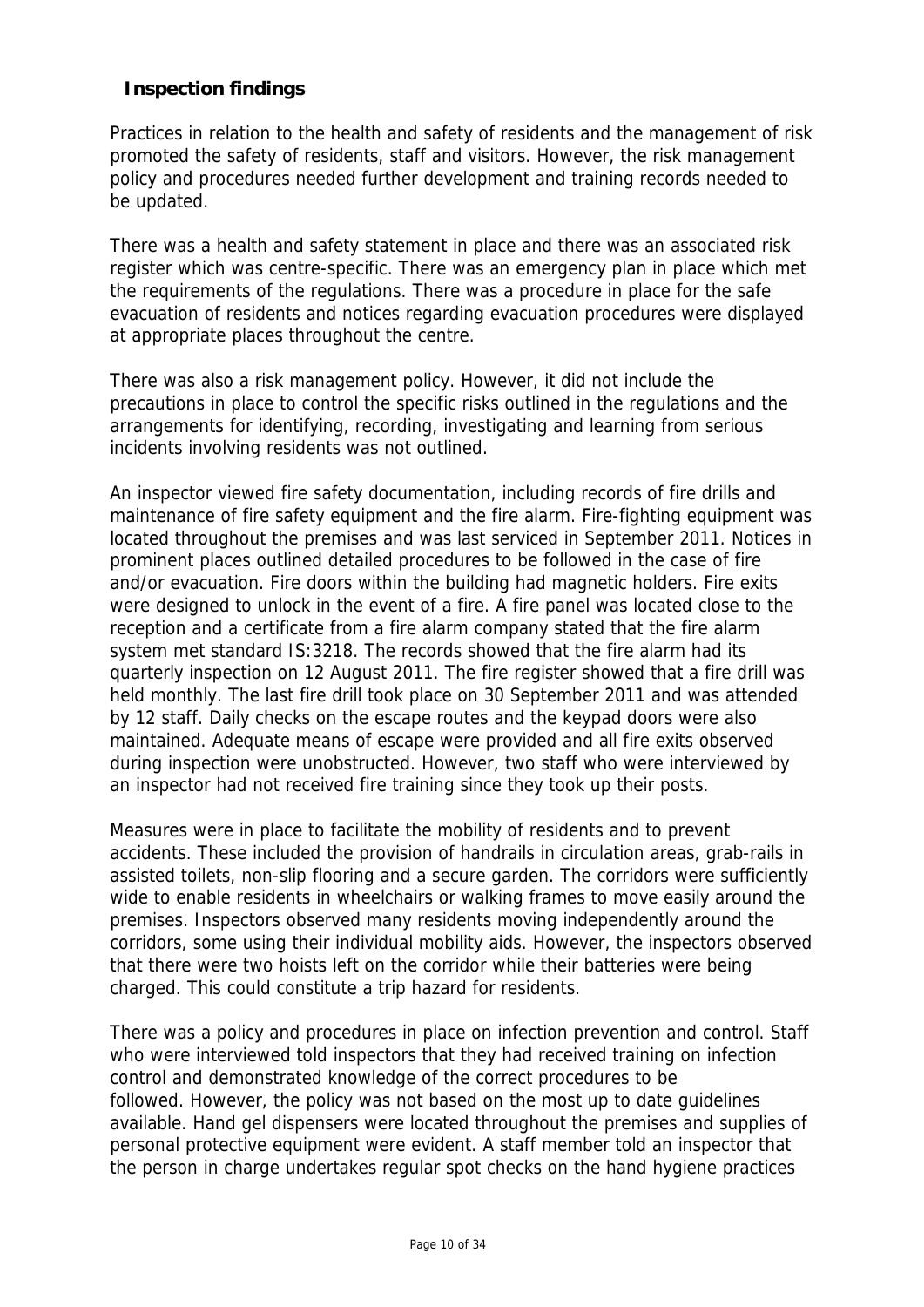### Inspection findings

Practices in relation to the health and safety of residents and the management of risk promoted the safety of residents, staff and visitors. However, the risk management policy and procedures needed further development and training records needed to be updated.

There was a health and safety statement in place and there was an associated risk register which was centre-specific. There was an emergency plan in place which met the requirements of the regulations. There was a procedure in place for the safe evacuation of residents and notices regarding evacuation procedures were displayed at appropriate places throughout the centre.

There was also a risk management policy. However, it did not include the precautions in place to control the specific risks outlined in the regulations and the arrangements for identifying, recording, investigating and learning from serious incidents involving residents was not outlined.

An inspector viewed fire safety documentation, including records of fire drills and maintenance of fire safety equipment and the fire alarm. Fire-fighting equipment was located throughout the premises and was last serviced in September 2011. Notices in prominent places outlined detailed procedures to be followed in the case of fire and/or evacuation. Fire doors within the building had magnetic holders. Fire exits were designed to unlock in the event of a fire. A fire panel was located close to the reception and a certificate from a fire alarm company stated that the fire alarm system met standard IS:3218. The records showed that the fire alarm had its quarterly inspection on 12 August 2011. The fire register showed that a fire drill was held monthly. The last fire drill took place on 30 September 2011 and was attended by 12 staff. Daily checks on the escape routes and the keypad doors were also maintained. Adequate means of escape were provided and all fire exits observed during inspection were unobstructed. However, two staff who were interviewed by an inspector had not received fire training since they took up their posts.

Measures were in place to facilitate the mobility of residents and to prevent accidents. These included the provision of handrails in circulation areas, grab-rails in assisted toilets, non-slip flooring and a secure garden. The corridors were sufficiently wide to enable residents in wheelchairs or walking frames to move easily around the premises. Inspectors observed many residents moving independently around the corridors, some using their individual mobility aids. However, the inspectors observed that there were two hoists left on the corridor while their batteries were being charged. This could constitute a trip hazard for residents.

There was a policy and procedures in place on infection prevention and control. Staff who were interviewed told inspectors that they had received training on infection control and demonstrated knowledge of the correct procedures to be followed. However, the policy was not based on the most up to date guidelines available. Hand gel dispensers were located throughout the premises and supplies of personal protective equipment were evident. A staff member told an inspector that the person in charge undertakes regular spot checks on the hand hygiene practices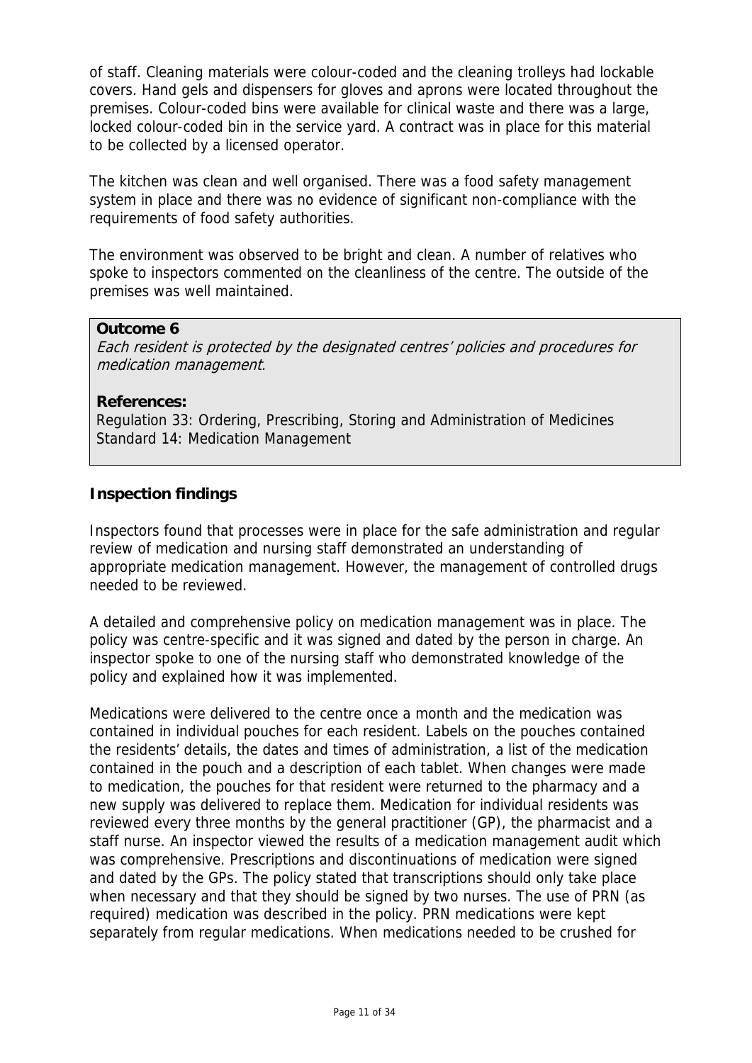of staff. Cleaning materials were colour-coded and the cleaning trolleys had lockable covers. Hand gels and dispensers for gloves and aprons were located throughout the premises. Colour-coded bins were available for clinical waste and there was a large, locked colour-coded bin in the service yard. A contract was in place for this material to be collected by a licensed operator.

The kitchen was clean and well organised. There was a food safety management system in place and there was no evidence of significant non-compliance with the requirements of food safety authorities.

The environment was observed to be bright and clean. A number of relatives who spoke to inspectors commented on the cleanliness of the centre. The outside of the premises was well maintained.

**Outcome 6**

*Each resident is protected by the designated centres' policies and procedures for medication management.*

**References:**

Regulation 33: Ordering, Prescribing, Storing and Administration of Medicines
Standard 14: Medication Management

**Inspection findings**

Inspectors found that processes were in place for the safe administration and regular review of medication and nursing staff demonstrated an understanding of appropriate medication management. However, the management of controlled drugs needed to be reviewed.

A detailed and comprehensive policy on medication management was in place. The policy was centre-specific and it was signed and dated by the person in charge. An inspector spoke to one of the nursing staff who demonstrated knowledge of the policy and explained how it was implemented.

Medications were delivered to the centre once a month and the medication was contained in individual pouches for each resident. Labels on the pouches contained the residents' details, the dates and times of administration, a list of the medication contained in the pouch and a description of each tablet. When changes were made to medication, the pouches for that resident were returned to the pharmacy and a new supply was delivered to replace them. Medication for individual residents was reviewed every three months by the general practitioner (GP), the pharmacist and a staff nurse. An inspector viewed the results of a medication management audit which was comprehensive. Prescriptions and discontinuations of medication were signed and dated by the GPs. The policy stated that transcriptions should only take place when necessary and that they should be signed by two nurses. The use of PRN (as required) medication was described in the policy. PRN medications were kept separately from regular medications. When medications needed to be crushed for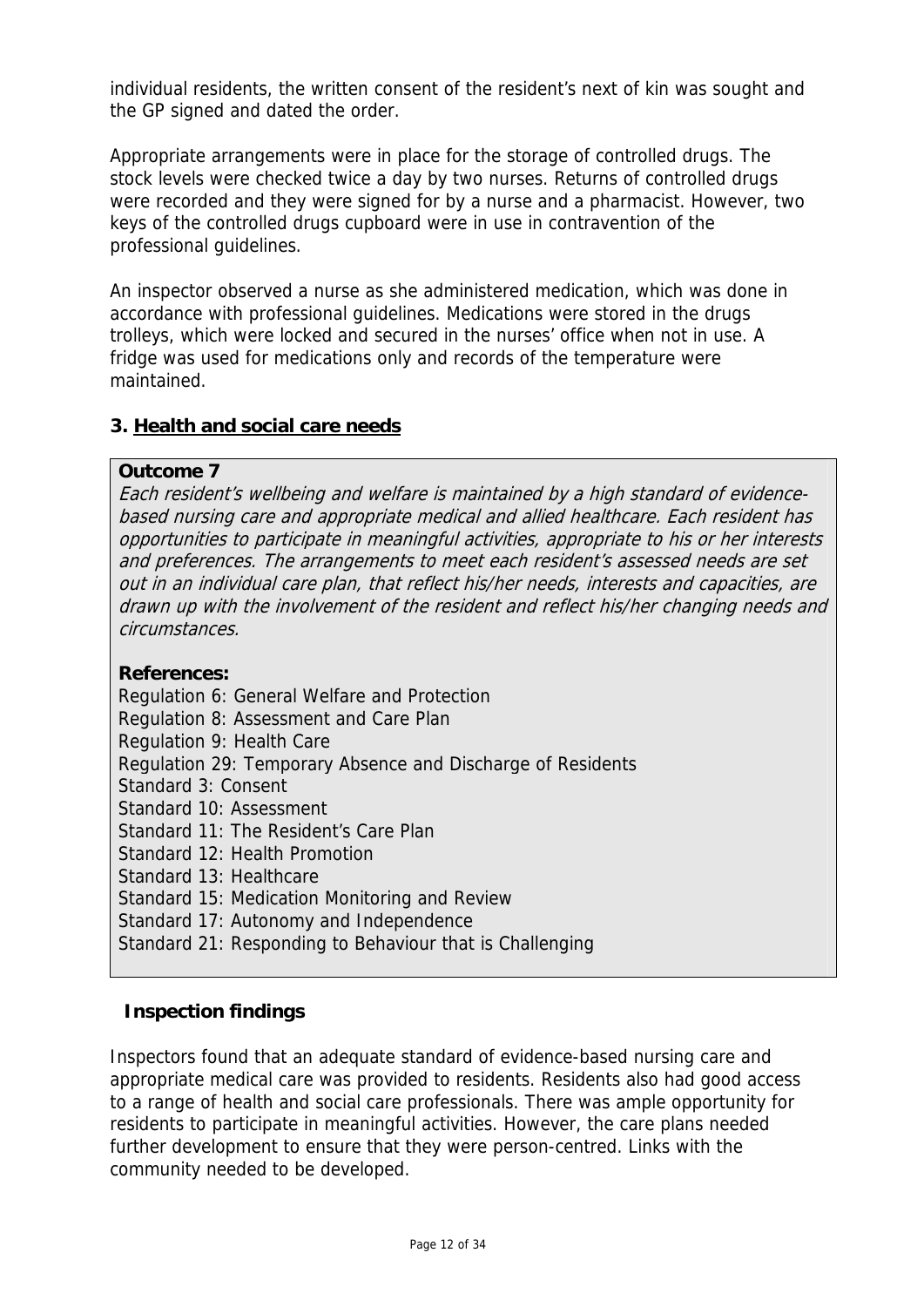individual residents, the written consent of the resident's next of kin was sought and the GP signed and dated the order.

Appropriate arrangements were in place for the storage of controlled drugs. The stock levels were checked twice a day by two nurses. Returns of controlled drugs were recorded and they were signed for by a nurse and a pharmacist. However, two keys of the controlled drugs cupboard were in use in contravention of the professional guidelines.

An inspector observed a nurse as she administered medication, which was done in accordance with professional guidelines. Medications were stored in the drugs trolleys, which were locked and secured in the nurses' office when not in use. A fridge was used for medications only and records of the temperature were maintained.

### 3. Health and social care needs

**Outcome 7**

*Each resident's wellbeing and welfare is maintained by a high standard of evidence-based nursing care and appropriate medical and allied healthcare. Each resident has opportunities to participate in meaningful activities, appropriate to his or her interests and preferences. The arrangements to meet each resident's assessed needs are set out in an individual care plan, that reflect his/her needs, interests and capacities, are drawn up with the involvement of the resident and reflect his/her changing needs and circumstances.*

**References:**

Regulation 6: General Welfare and Protection
Regulation 8: Assessment and Care Plan
Regulation 9: Health Care
Regulation 29: Temporary Absence and Discharge of Residents
Standard 3: Consent
Standard 10: Assessment
Standard 11: The Resident's Care Plan
Standard 12: Health Promotion
Standard 13: Healthcare
Standard 15: Medication Monitoring and Review
Standard 17: Autonomy and Independence
Standard 21: Responding to Behaviour that is Challenging

**Inspection findings**

Inspectors found that an adequate standard of evidence-based nursing care and appropriate medical care was provided to residents. Residents also had good access to a range of health and social care professionals. There was ample opportunity for residents to participate in meaningful activities. However, the care plans needed further development to ensure that they were person-centred. Links with the community needed to be developed.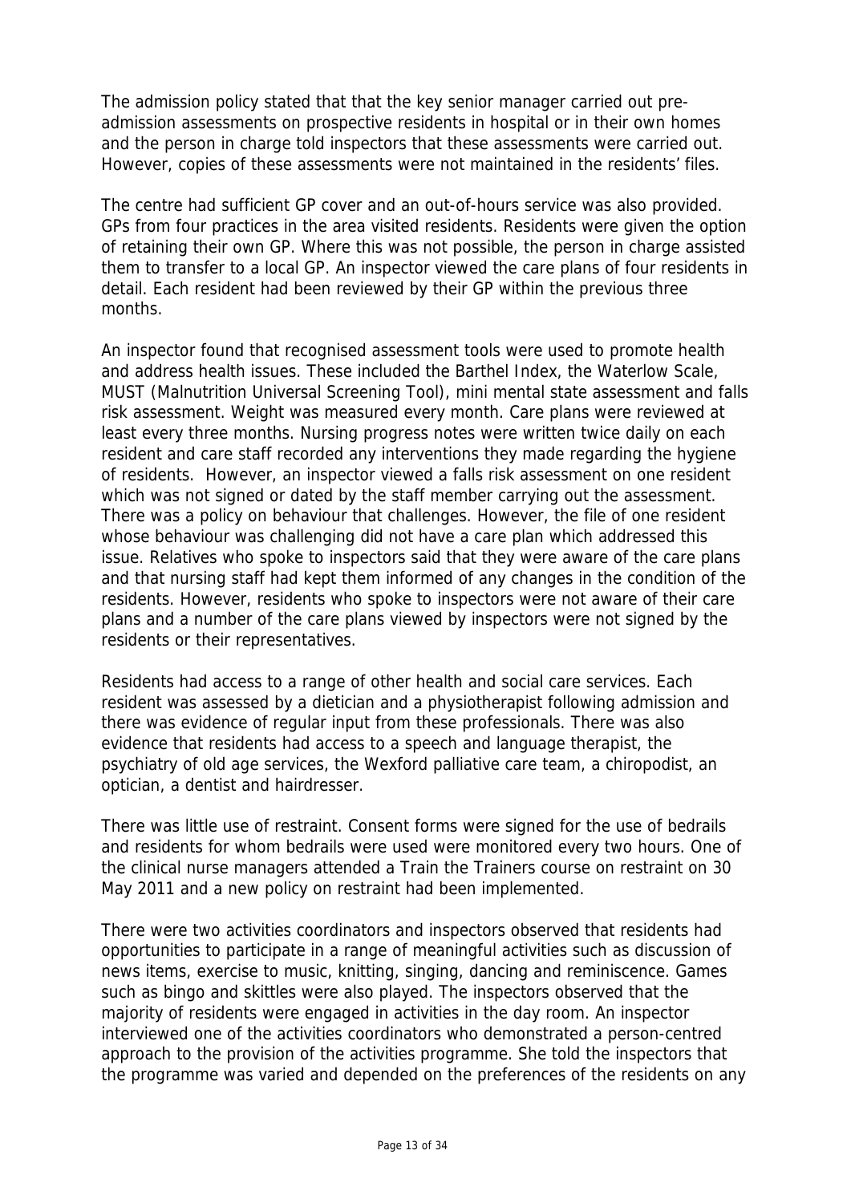The admission policy stated that that the key senior manager carried out pre-admission assessments on prospective residents in hospital or in their own homes and the person in charge told inspectors that these assessments were carried out. However, copies of these assessments were not maintained in the residents' files.

The centre had sufficient GP cover and an out-of-hours service was also provided. GPs from four practices in the area visited residents. Residents were given the option of retaining their own GP. Where this was not possible, the person in charge assisted them to transfer to a local GP. An inspector viewed the care plans of four residents in detail. Each resident had been reviewed by their GP within the previous three months.

An inspector found that recognised assessment tools were used to promote health and address health issues. These included the Barthel Index, the Waterlow Scale, MUST (Malnutrition Universal Screening Tool), mini mental state assessment and falls risk assessment. Weight was measured every month. Care plans were reviewed at least every three months. Nursing progress notes were written twice daily on each resident and care staff recorded any interventions they made regarding the hygiene of residents. However, an inspector viewed a falls risk assessment on one resident which was not signed or dated by the staff member carrying out the assessment. There was a policy on behaviour that challenges. However, the file of one resident whose behaviour was challenging did not have a care plan which addressed this issue. Relatives who spoke to inspectors said that they were aware of the care plans and that nursing staff had kept them informed of any changes in the condition of the residents. However, residents who spoke to inspectors were not aware of their care plans and a number of the care plans viewed by inspectors were not signed by the residents or their representatives.

Residents had access to a range of other health and social care services. Each resident was assessed by a dietician and a physiotherapist following admission and there was evidence of regular input from these professionals. There was also evidence that residents had access to a speech and language therapist, the psychiatry of old age services, the Wexford palliative care team, a chiropodist, an optician, a dentist and hairdresser.

There was little use of restraint. Consent forms were signed for the use of bedrails and residents for whom bedrails were used were monitored every two hours. One of the clinical nurse managers attended a Train the Trainers course on restraint on 30 May 2011 and a new policy on restraint had been implemented.

There were two activities coordinators and inspectors observed that residents had opportunities to participate in a range of meaningful activities such as discussion of news items, exercise to music, knitting, singing, dancing and reminiscence. Games such as bingo and skittles were also played. The inspectors observed that the majority of residents were engaged in activities in the day room. An inspector interviewed one of the activities coordinators who demonstrated a person-centred approach to the provision of the activities programme. She told the inspectors that the programme was varied and depended on the preferences of the residents on any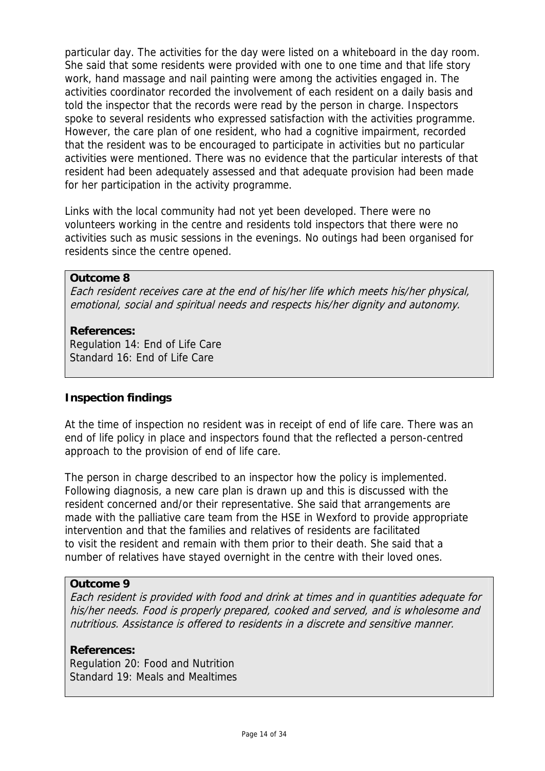particular day. The activities for the day were listed on a whiteboard in the day room. She said that some residents were provided with one to one time and that life story work, hand massage and nail painting were among the activities engaged in. The activities coordinator recorded the involvement of each resident on a daily basis and told the inspector that the records were read by the person in charge. Inspectors spoke to several residents who expressed satisfaction with the activities programme. However, the care plan of one resident, who had a cognitive impairment, recorded that the resident was to be encouraged to participate in activities but no particular activities were mentioned. There was no evidence that the particular interests of that resident had been adequately assessed and that adequate provision had been made for her participation in the activity programme.

Links with the local community had not yet been developed. There were no volunteers working in the centre and residents told inspectors that there were no activities such as music sessions in the evenings. No outings had been organised for residents since the centre opened.

**Outcome 8**

*Each resident receives care at the end of his/her life which meets his/her physical, emotional, social and spiritual needs and respects his/her dignity and autonomy.*

**References:**
Regulation 14: End of Life Care
Standard 16: End of Life Care

### Inspection findings

At the time of inspection no resident was in receipt of end of life care. There was an end of life policy in place and inspectors found that the reflected a person-centred approach to the provision of end of life care.

The person in charge described to an inspector how the policy is implemented. Following diagnosis, a new care plan is drawn up and this is discussed with the resident concerned and/or their representative. She said that arrangements are made with the palliative care team from the HSE in Wexford to provide appropriate intervention and that the families and relatives of residents are facilitated to visit the resident and remain with them prior to their death. She said that a number of relatives have stayed overnight in the centre with their loved ones.

**Outcome 9**

*Each resident is provided with food and drink at times and in quantities adequate for his/her needs. Food is properly prepared, cooked and served, and is wholesome and nutritious. Assistance is offered to residents in a discrete and sensitive manner.*

**References:**
Regulation 20: Food and Nutrition
Standard 19: Meals and Mealtimes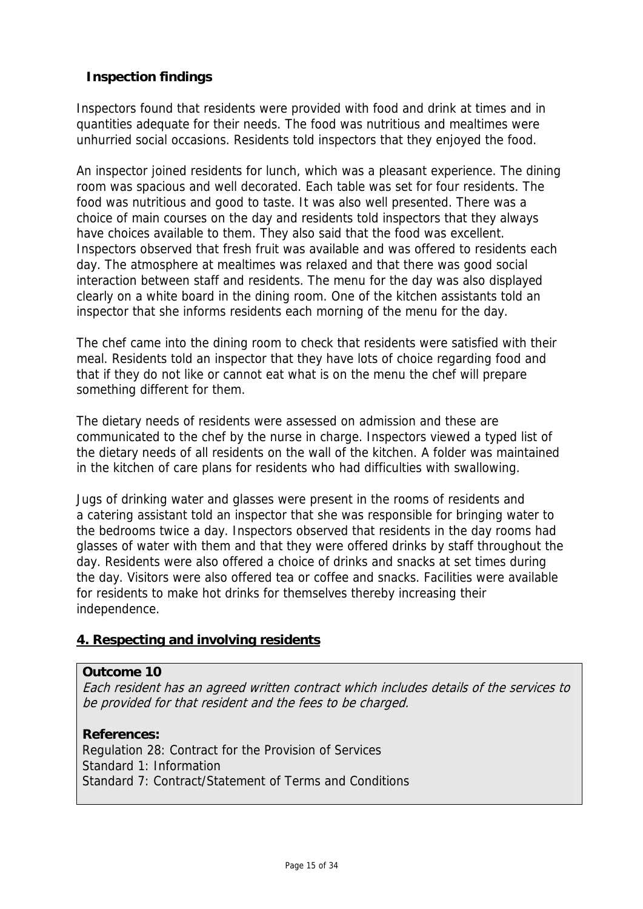### Inspection findings

Inspectors found that residents were provided with food and drink at times and in quantities adequate for their needs. The food was nutritious and mealtimes were unhurried social occasions. Residents told inspectors that they enjoyed the food.

An inspector joined residents for lunch, which was a pleasant experience. The dining room was spacious and well decorated. Each table was set for four residents. The food was nutritious and good to taste. It was also well presented. There was a choice of main courses on the day and residents told inspectors that they always have choices available to them. They also said that the food was excellent. Inspectors observed that fresh fruit was available and was offered to residents each day. The atmosphere at mealtimes was relaxed and that there was good social interaction between staff and residents. The menu for the day was also displayed clearly on a white board in the dining room. One of the kitchen assistants told an inspector that she informs residents each morning of the menu for the day.

The chef came into the dining room to check that residents were satisfied with their meal. Residents told an inspector that they have lots of choice regarding food and that if they do not like or cannot eat what is on the menu the chef will prepare something different for them.

The dietary needs of residents were assessed on admission and these are communicated to the chef by the nurse in charge. Inspectors viewed a typed list of the dietary needs of all residents on the wall of the kitchen. A folder was maintained in the kitchen of care plans for residents who had difficulties with swallowing.

Jugs of drinking water and glasses were present in the rooms of residents and a catering assistant told an inspector that she was responsible for bringing water to the bedrooms twice a day. Inspectors observed that residents in the day rooms had glasses of water with them and that they were offered drinks by staff throughout the day. Residents were also offered a choice of drinks and snacks at set times during the day. Visitors were also offered tea or coffee and snacks. Facilities were available for residents to make hot drinks for themselves thereby increasing their independence.

## 4. Respecting and involving residents

**Outcome 10**

*Each resident has an agreed written contract which includes details of the services to be provided for that resident and the fees to be charged.*

**References:**

Regulation 28: Contract for the Provision of Services
Standard 1: Information
Standard 7: Contract/Statement of Terms and Conditions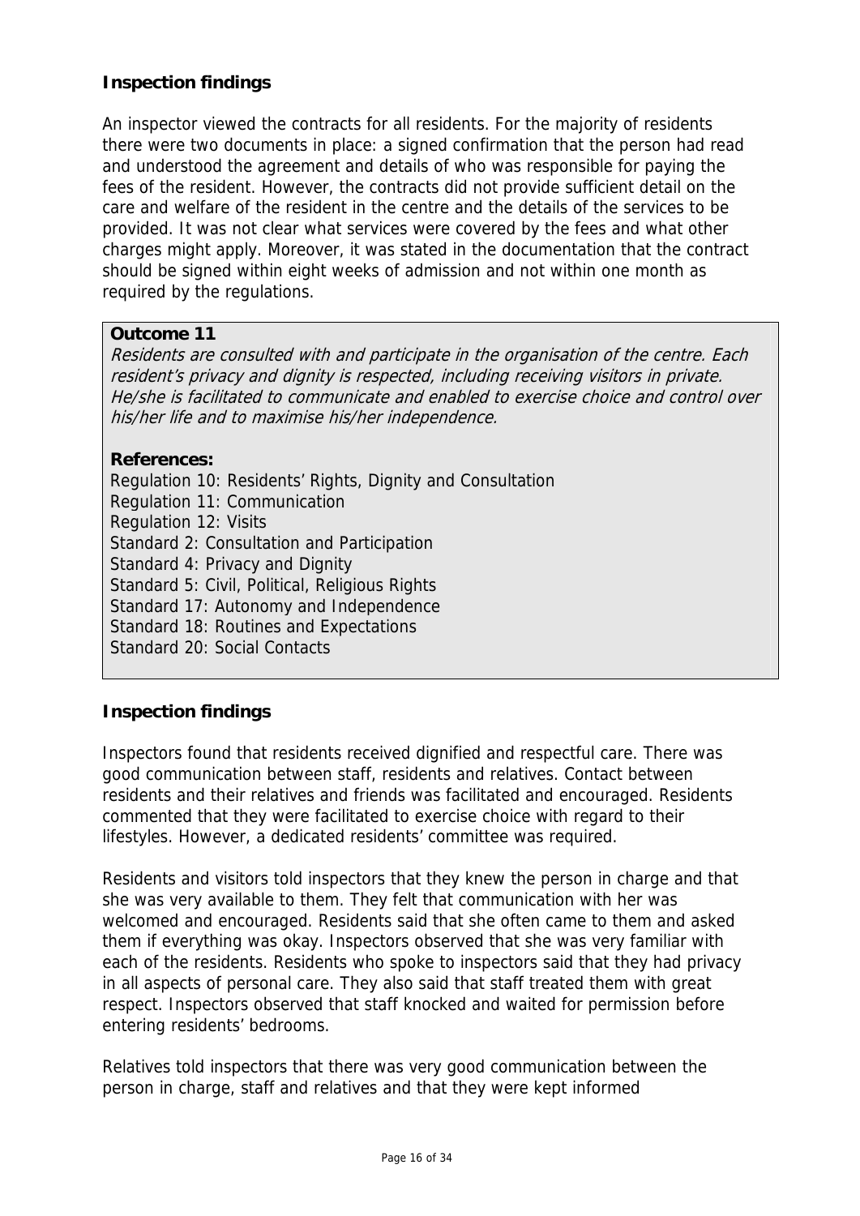### Inspection findings

An inspector viewed the contracts for all residents. For the majority of residents there were two documents in place: a signed confirmation that the person had read and understood the agreement and details of who was responsible for paying the fees of the resident. However, the contracts did not provide sufficient detail on the care and welfare of the resident in the centre and the details of the services to be provided. It was not clear what services were covered by the fees and what other charges might apply. Moreover, it was stated in the documentation that the contract should be signed within eight weeks of admission and not within one month as required by the regulations.

**Outcome 11**

*Residents are consulted with and participate in the organisation of the centre. Each resident's privacy and dignity is respected, including receiving visitors in private. He/she is facilitated to communicate and enabled to exercise choice and control over his/her life and to maximise his/her independence.*

**References:**

Regulation 10: Residents' Rights, Dignity and Consultation
Regulation 11: Communication
Regulation 12: Visits
Standard 2: Consultation and Participation
Standard 4: Privacy and Dignity
Standard 5: Civil, Political, Religious Rights
Standard 17: Autonomy and Independence
Standard 18: Routines and Expectations
Standard 20: Social Contacts

### Inspection findings

Inspectors found that residents received dignified and respectful care. There was good communication between staff, residents and relatives. Contact between residents and their relatives and friends was facilitated and encouraged. Residents commented that they were facilitated to exercise choice with regard to their lifestyles. However, a dedicated residents' committee was required.

Residents and visitors told inspectors that they knew the person in charge and that she was very available to them. They felt that communication with her was welcomed and encouraged. Residents said that she often came to them and asked them if everything was okay. Inspectors observed that she was very familiar with each of the residents. Residents who spoke to inspectors said that they had privacy in all aspects of personal care. They also said that staff treated them with great respect. Inspectors observed that staff knocked and waited for permission before entering residents' bedrooms.

Relatives told inspectors that there was very good communication between the person in charge, staff and relatives and that they were kept informed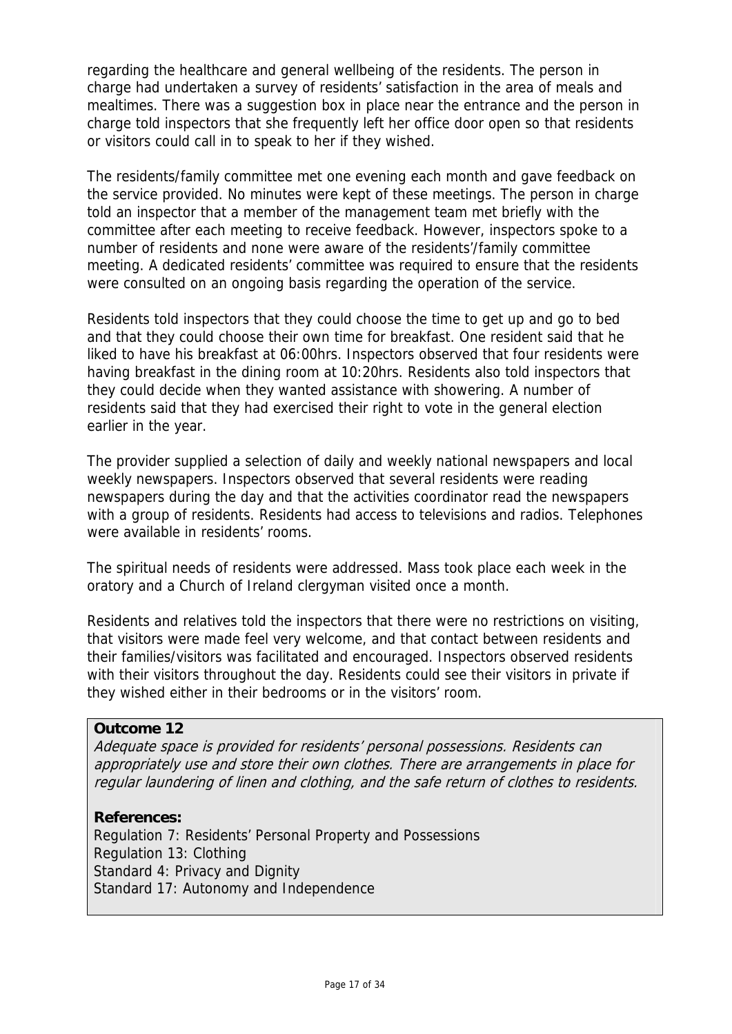regarding the healthcare and general wellbeing of the residents. The person in charge had undertaken a survey of residents' satisfaction in the area of meals and mealtimes. There was a suggestion box in place near the entrance and the person in charge told inspectors that she frequently left her office door open so that residents or visitors could call in to speak to her if they wished.

The residents/family committee met one evening each month and gave feedback on the service provided. No minutes were kept of these meetings. The person in charge told an inspector that a member of the management team met briefly with the committee after each meeting to receive feedback. However, inspectors spoke to a number of residents and none were aware of the residents'/family committee meeting. A dedicated residents' committee was required to ensure that the residents were consulted on an ongoing basis regarding the operation of the service.

Residents told inspectors that they could choose the time to get up and go to bed and that they could choose their own time for breakfast. One resident said that he liked to have his breakfast at 06:00hrs. Inspectors observed that four residents were having breakfast in the dining room at 10:20hrs. Residents also told inspectors that they could decide when they wanted assistance with showering. A number of residents said that they had exercised their right to vote in the general election earlier in the year.

The provider supplied a selection of daily and weekly national newspapers and local weekly newspapers. Inspectors observed that several residents were reading newspapers during the day and that the activities coordinator read the newspapers with a group of residents. Residents had access to televisions and radios. Telephones were available in residents' rooms.

The spiritual needs of residents were addressed. Mass took place each week in the oratory and a Church of Ireland clergyman visited once a month.

Residents and relatives told the inspectors that there were no restrictions on visiting, that visitors were made feel very welcome, and that contact between residents and their families/visitors was facilitated and encouraged. Inspectors observed residents with their visitors throughout the day. Residents could see their visitors in private if they wished either in their bedrooms or in the visitors' room.

**Outcome 12**

*Adequate space is provided for residents' personal possessions. Residents can appropriately use and store their own clothes. There are arrangements in place for regular laundering of linen and clothing, and the safe return of clothes to residents.*

**References:**

Regulation 7: Residents' Personal Property and Possessions
Regulation 13: Clothing
Standard 4: Privacy and Dignity
Standard 17: Autonomy and Independence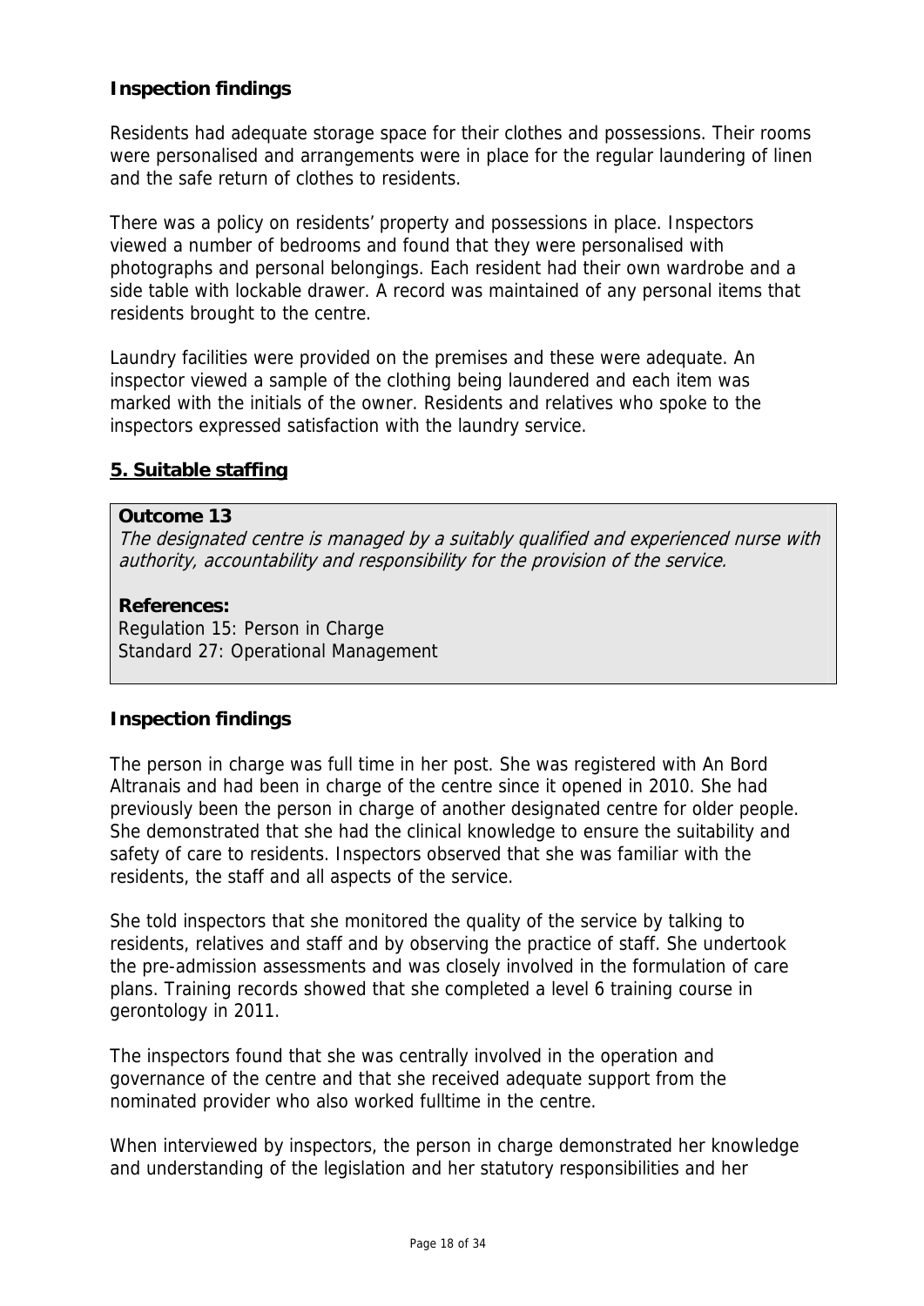### Inspection findings

Residents had adequate storage space for their clothes and possessions. Their rooms were personalised and arrangements were in place for the regular laundering of linen and the safe return of clothes to residents.

There was a policy on residents' property and possessions in place. Inspectors viewed a number of bedrooms and found that they were personalised with photographs and personal belongings. Each resident had their own wardrobe and a side table with lockable drawer. A record was maintained of any personal items that residents brought to the centre.

Laundry facilities were provided on the premises and these were adequate. An inspector viewed a sample of the clothing being laundered and each item was marked with the initials of the owner. Residents and relatives who spoke to the inspectors expressed satisfaction with the laundry service.

## 5. Suitable staffing

**Outcome 13**
*The designated centre is managed by a suitably qualified and experienced nurse with authority, accountability and responsibility for the provision of the service.*

**References:**
Regulation 15: Person in Charge
Standard 27: Operational Management

### Inspection findings

The person in charge was full time in her post. She was registered with An Bord Altranais and had been in charge of the centre since it opened in 2010. She had previously been the person in charge of another designated centre for older people. She demonstrated that she had the clinical knowledge to ensure the suitability and safety of care to residents. Inspectors observed that she was familiar with the residents, the staff and all aspects of the service.

She told inspectors that she monitored the quality of the service by talking to residents, relatives and staff and by observing the practice of staff. She undertook the pre-admission assessments and was closely involved in the formulation of care plans. Training records showed that she completed a level 6 training course in gerontology in 2011.

The inspectors found that she was centrally involved in the operation and governance of the centre and that she received adequate support from the nominated provider who also worked fulltime in the centre.

When interviewed by inspectors, the person in charge demonstrated her knowledge and understanding of the legislation and her statutory responsibilities and her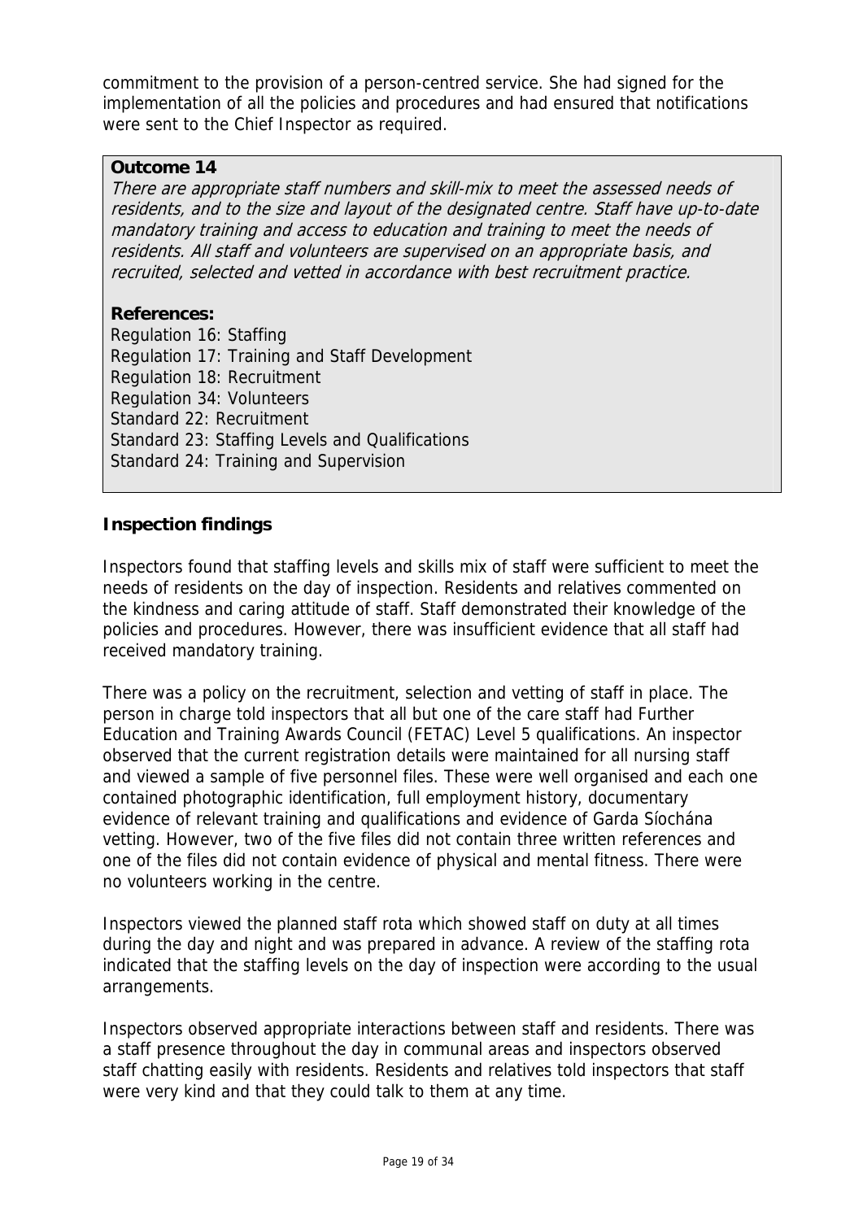commitment to the provision of a person-centred service. She had signed for the implementation of all the policies and procedures and had ensured that notifications were sent to the Chief Inspector as required.

**Outcome 14**

*There are appropriate staff numbers and skill-mix to meet the assessed needs of residents, and to the size and layout of the designated centre. Staff have up-to-date mandatory training and access to education and training to meet the needs of residents. All staff and volunteers are supervised on an appropriate basis, and recruited, selected and vetted in accordance with best recruitment practice.*

**References:**

Regulation 16: Staffing
Regulation 17: Training and Staff Development
Regulation 18: Recruitment
Regulation 34: Volunteers
Standard 22: Recruitment
Standard 23: Staffing Levels and Qualifications
Standard 24: Training and Supervision

**Inspection findings**

Inspectors found that staffing levels and skills mix of staff were sufficient to meet the needs of residents on the day of inspection. Residents and relatives commented on the kindness and caring attitude of staff. Staff demonstrated their knowledge of the policies and procedures. However, there was insufficient evidence that all staff had received mandatory training.

There was a policy on the recruitment, selection and vetting of staff in place. The person in charge told inspectors that all but one of the care staff had Further Education and Training Awards Council (FETAC) Level 5 qualifications. An inspector observed that the current registration details were maintained for all nursing staff and viewed a sample of five personnel files. These were well organised and each one contained photographic identification, full employment history, documentary evidence of relevant training and qualifications and evidence of Garda Síochána vetting. However, two of the five files did not contain three written references and one of the files did not contain evidence of physical and mental fitness. There were no volunteers working in the centre.

Inspectors viewed the planned staff rota which showed staff on duty at all times during the day and night and was prepared in advance. A review of the staffing rota indicated that the staffing levels on the day of inspection were according to the usual arrangements.

Inspectors observed appropriate interactions between staff and residents. There was a staff presence throughout the day in communal areas and inspectors observed staff chatting easily with residents. Residents and relatives told inspectors that staff were very kind and that they could talk to them at any time.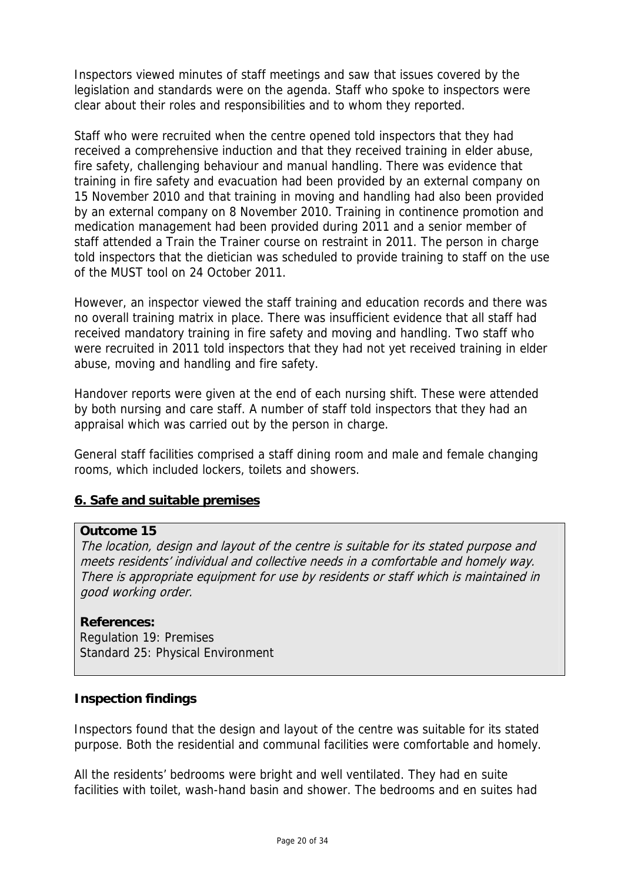Inspectors viewed minutes of staff meetings and saw that issues covered by the legislation and standards were on the agenda. Staff who spoke to inspectors were clear about their roles and responsibilities and to whom they reported.

Staff who were recruited when the centre opened told inspectors that they had received a comprehensive induction and that they received training in elder abuse, fire safety, challenging behaviour and manual handling. There was evidence that training in fire safety and evacuation had been provided by an external company on 15 November 2010 and that training in moving and handling had also been provided by an external company on 8 November 2010. Training in continence promotion and medication management had been provided during 2011 and a senior member of staff attended a Train the Trainer course on restraint in 2011. The person in charge told inspectors that the dietician was scheduled to provide training to staff on the use of the MUST tool on 24 October 2011.

However, an inspector viewed the staff training and education records and there was no overall training matrix in place. There was insufficient evidence that all staff had received mandatory training in fire safety and moving and handling. Two staff who were recruited in 2011 told inspectors that they had not yet received training in elder abuse, moving and handling and fire safety.

Handover reports were given at the end of each nursing shift. These were attended by both nursing and care staff. A number of staff told inspectors that they had an appraisal which was carried out by the person in charge.

General staff facilities comprised a staff dining room and male and female changing rooms, which included lockers, toilets and showers.

## 6. Safe and suitable premises

**Outcome 15**
*The location, design and layout of the centre is suitable for its stated purpose and meets residents' individual and collective needs in a comfortable and homely way. There is appropriate equipment for use by residents or staff which is maintained in good working order.*

**References:**
Regulation 19: Premises
Standard 25: Physical Environment

### Inspection findings

Inspectors found that the design and layout of the centre was suitable for its stated purpose. Both the residential and communal facilities were comfortable and homely.

All the residents' bedrooms were bright and well ventilated. They had en suite facilities with toilet, wash-hand basin and shower. The bedrooms and en suites had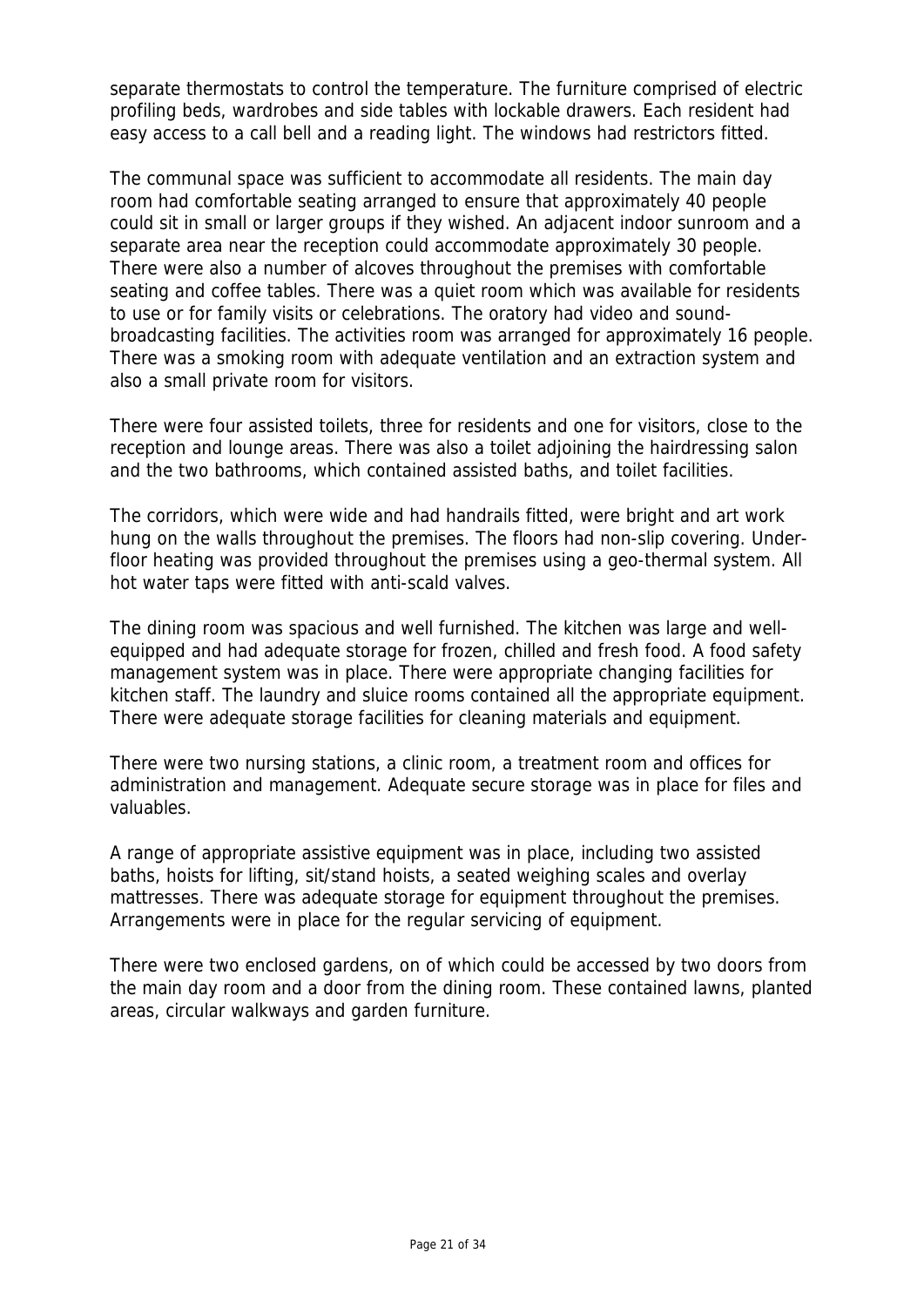separate thermostats to control the temperature. The furniture comprised of electric profiling beds, wardrobes and side tables with lockable drawers. Each resident had easy access to a call bell and a reading light. The windows had restrictors fitted.

The communal space was sufficient to accommodate all residents. The main day room had comfortable seating arranged to ensure that approximately 40 people could sit in small or larger groups if they wished. An adjacent indoor sunroom and a separate area near the reception could accommodate approximately 30 people. There were also a number of alcoves throughout the premises with comfortable seating and coffee tables. There was a quiet room which was available for residents to use or for family visits or celebrations. The oratory had video and sound-broadcasting facilities. The activities room was arranged for approximately 16 people. There was a smoking room with adequate ventilation and an extraction system and also a small private room for visitors.

There were four assisted toilets, three for residents and one for visitors, close to the reception and lounge areas. There was also a toilet adjoining the hairdressing salon and the two bathrooms, which contained assisted baths, and toilet facilities.

The corridors, which were wide and had handrails fitted, were bright and art work hung on the walls throughout the premises. The floors had non-slip covering. Under-floor heating was provided throughout the premises using a geo-thermal system. All hot water taps were fitted with anti-scald valves.

The dining room was spacious and well furnished. The kitchen was large and well-equipped and had adequate storage for frozen, chilled and fresh food. A food safety management system was in place. There were appropriate changing facilities for kitchen staff. The laundry and sluice rooms contained all the appropriate equipment. There were adequate storage facilities for cleaning materials and equipment.

There were two nursing stations, a clinic room, a treatment room and offices for administration and management. Adequate secure storage was in place for files and valuables.

A range of appropriate assistive equipment was in place, including two assisted baths, hoists for lifting, sit/stand hoists, a seated weighing scales and overlay mattresses. There was adequate storage for equipment throughout the premises. Arrangements were in place for the regular servicing of equipment.

There were two enclosed gardens, on of which could be accessed by two doors from the main day room and a door from the dining room. These contained lawns, planted areas, circular walkways and garden furniture.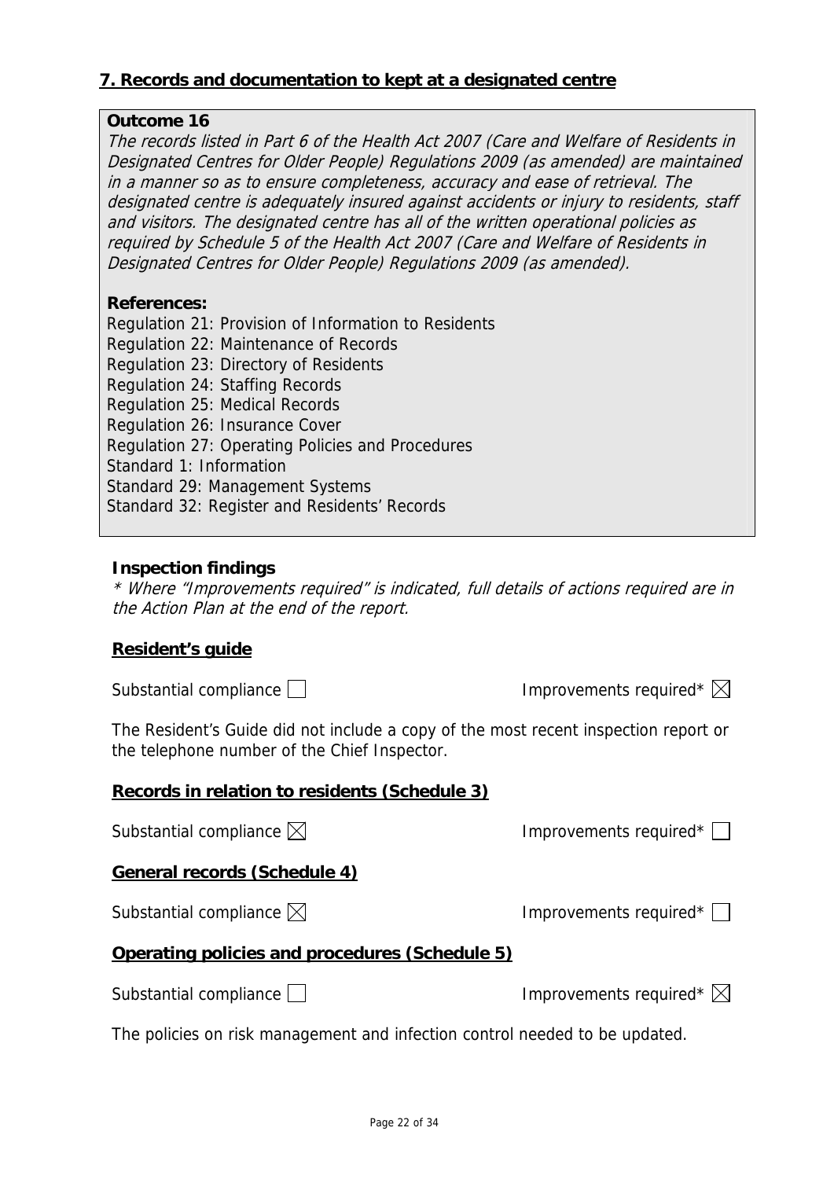## 7. Records and documentation to kept at a designated centre

**Outcome 16**

*The records listed in Part 6 of the Health Act 2007 (Care and Welfare of Residents in Designated Centres for Older People) Regulations 2009 (as amended) are maintained in a manner so as to ensure completeness, accuracy and ease of retrieval. The designated centre is adequately insured against accidents or injury to residents, staff and visitors. The designated centre has all of the written operational policies as required by Schedule 5 of the Health Act 2007 (Care and Welfare of Residents in Designated Centres for Older People) Regulations 2009 (as amended).*

**References:**

Regulation 21: Provision of Information to Residents
Regulation 22: Maintenance of Records
Regulation 23: Directory of Residents
Regulation 24: Staffing Records
Regulation 25: Medical Records
Regulation 26: Insurance Cover
Regulation 27: Operating Policies and Procedures
Standard 1: Information
Standard 29: Management Systems
Standard 32: Register and Residents' Records

**Inspection findings**

*\* Where "Improvements required" is indicated, full details of actions required are in the Action Plan at the end of the report.*

**Resident's guide**

Substantial compliance ☐ Improvements required* ☒

The Resident's Guide did not include a copy of the most recent inspection report or the telephone number of the Chief Inspector.

**Records in relation to residents (Schedule 3)**

Substantial compliance ☒ Improvements required* ☐

**General records (Schedule 4)**

Substantial compliance ☒ Improvements required* ☐

**Operating policies and procedures (Schedule 5)**

Substantial compliance ☐ Improvements required* ☒

The policies on risk management and infection control needed to be updated.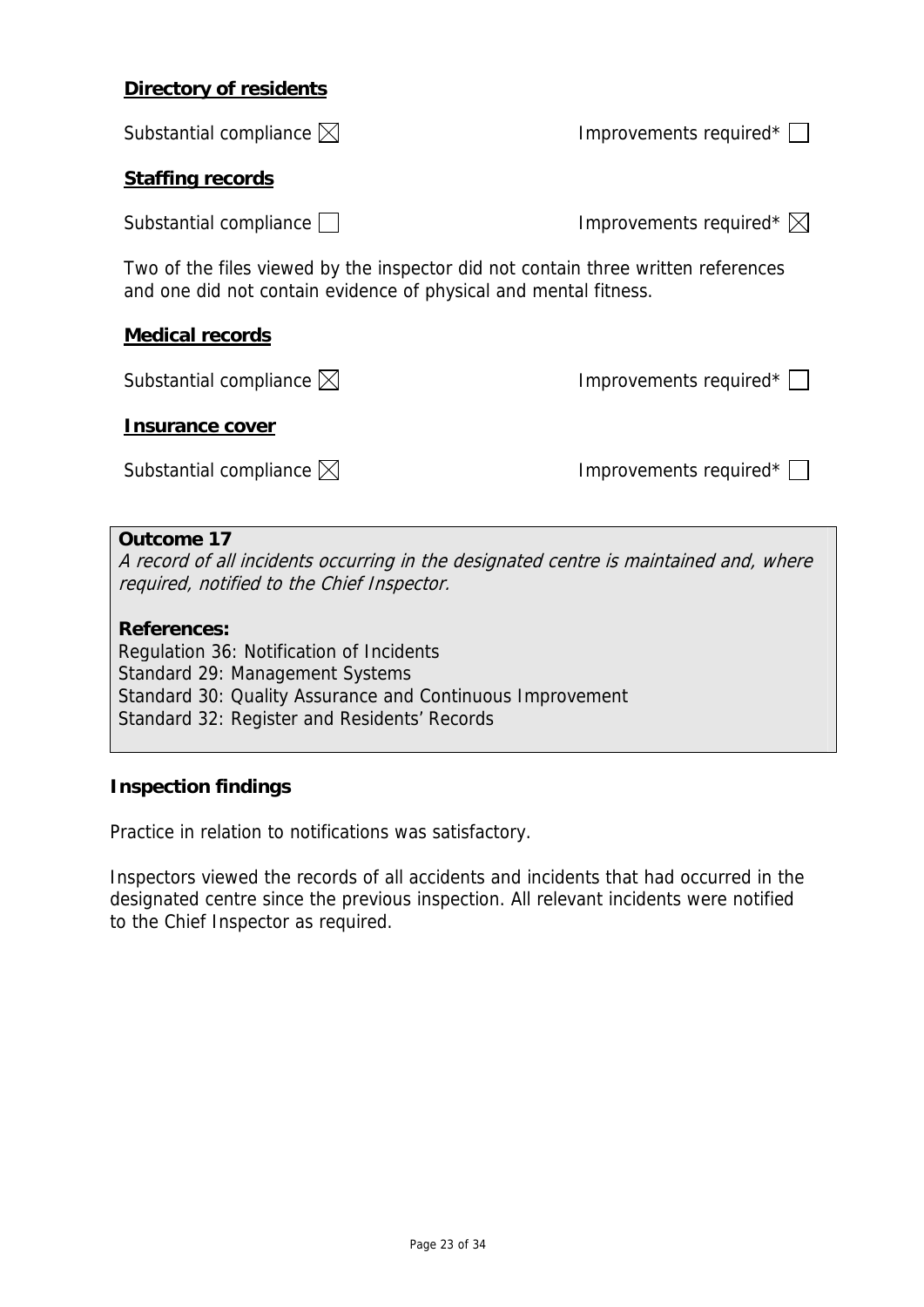**Directory of residents**

Substantial compliance ☒ Improvements required* ☐

**Staffing records**

Substantial compliance ☐ Improvements required* ☒

Two of the files viewed by the inspector did not contain three written references and one did not contain evidence of physical and mental fitness.

**Medical records**

Substantial compliance ☒ Improvements required* ☐

**Insurance cover**

Substantial compliance ☒ Improvements required* ☐

**Outcome 17**

*A record of all incidents occurring in the designated centre is maintained and, where required, notified to the Chief Inspector.*

**References:**

Regulation 36: Notification of Incidents
Standard 29: Management Systems
Standard 30: Quality Assurance and Continuous Improvement
Standard 32: Register and Residents' Records

**Inspection findings**

Practice in relation to notifications was satisfactory.

Inspectors viewed the records of all accidents and incidents that had occurred in the designated centre since the previous inspection. All relevant incidents were notified to the Chief Inspector as required.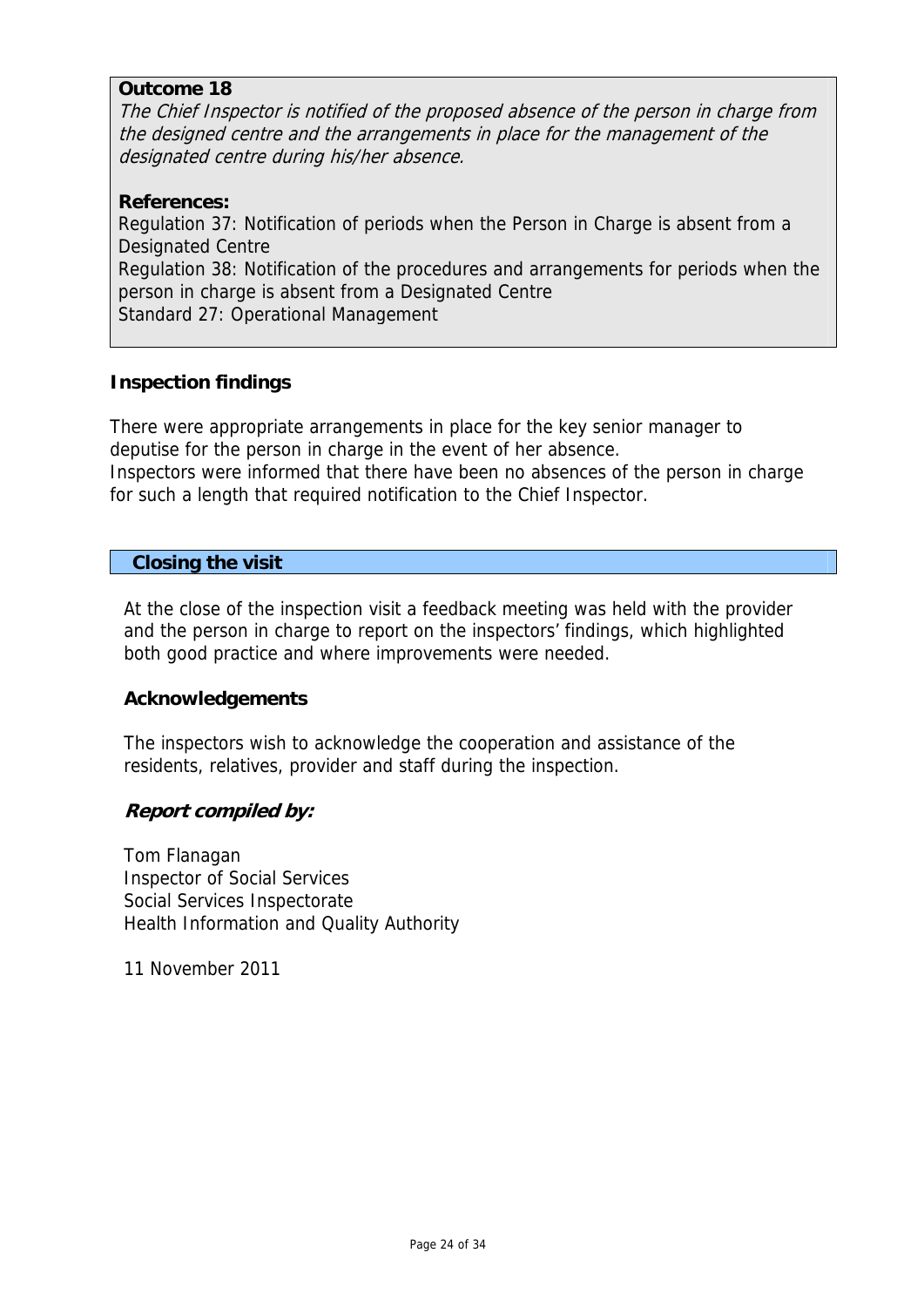**Outcome 18**

*The Chief Inspector is notified of the proposed absence of the person in charge from the designed centre and the arrangements in place for the management of the designated centre during his/her absence.*

**References:**

Regulation 37: Notification of periods when the Person in Charge is absent from a Designated Centre
Regulation 38: Notification of the procedures and arrangements for periods when the person in charge is absent from a Designated Centre
Standard 27: Operational Management

**Inspection findings**

There were appropriate arrangements in place for the key senior manager to deputise for the person in charge in the event of her absence.
Inspectors were informed that there have been no absences of the person in charge for such a length that required notification to the Chief Inspector.

## Closing the visit

At the close of the inspection visit a feedback meeting was held with the provider and the person in charge to report on the inspectors' findings, which highlighted both good practice and where improvements were needed.

**Acknowledgements**

The inspectors wish to acknowledge the cooperation and assistance of the residents, relatives, provider and staff during the inspection.

***Report compiled by:***

Tom Flanagan
Inspector of Social Services
Social Services Inspectorate
Health Information and Quality Authority

11 November 2011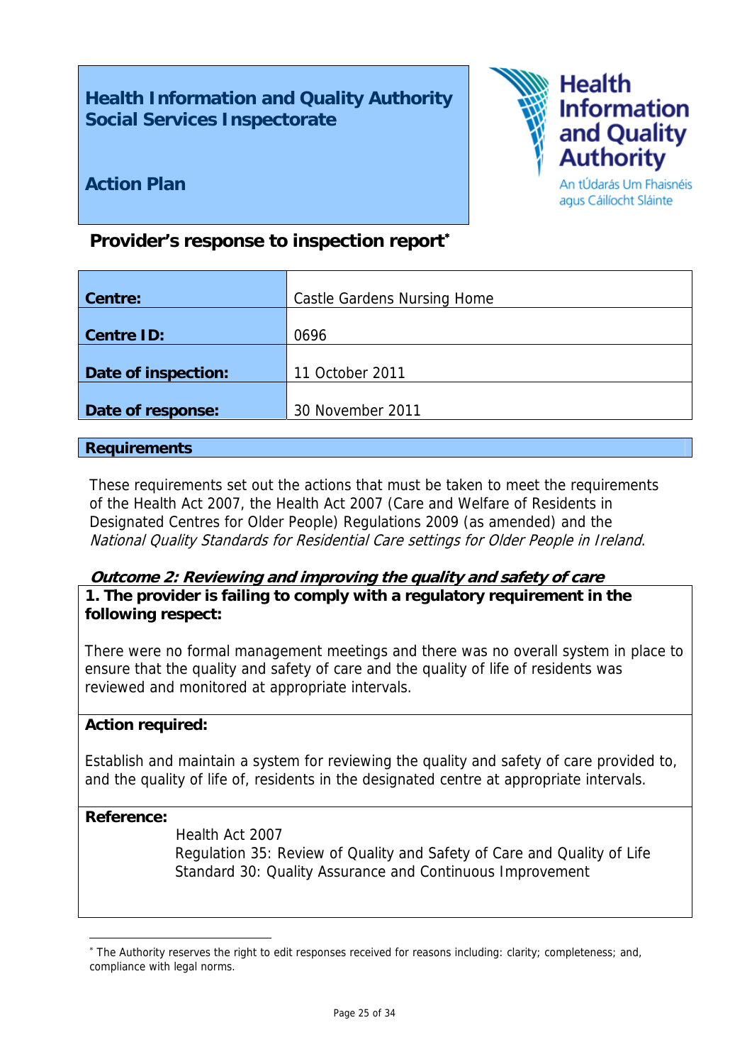## Health Information and Quality Authority
## Social Services Inspectorate

## Action Plan

Health Information and Quality Authority
An tÚdarás Um Fhaisnéis agus Cáilíocht Sláinte

### Provider's response to inspection report*

| | |
|---|---|
| **Centre:** | Castle Gardens Nursing Home |
| **Centre ID:** | 0696 |
| **Date of inspection:** | 11 October 2011 |
| **Date of response:** | 30 November 2011 |

**Requirements**

These requirements set out the actions that must be taken to meet the requirements of the Health Act 2007, the Health Act 2007 (Care and Welfare of Residents in Designated Centres for Older People) Regulations 2009 (as amended) and the *National Quality Standards for Residential Care settings for Older People in Ireland*.

***Outcome 2: Reviewing and improving the quality and safety of care***

**1. The provider is failing to comply with a regulatory requirement in the following respect:**

There were no formal management meetings and there was no overall system in place to ensure that the quality and safety of care and the quality of life of residents was reviewed and monitored at appropriate intervals.

**Action required:**

Establish and maintain a system for reviewing the quality and safety of care provided to, and the quality of life of, residents in the designated centre at appropriate intervals.

**Reference:**

Health Act 2007
Regulation 35: Review of Quality and Safety of Care and Quality of Life
Standard 30: Quality Assurance and Continuous Improvement

* The Authority reserves the right to edit responses received for reasons including: clarity; completeness; and, compliance with legal norms.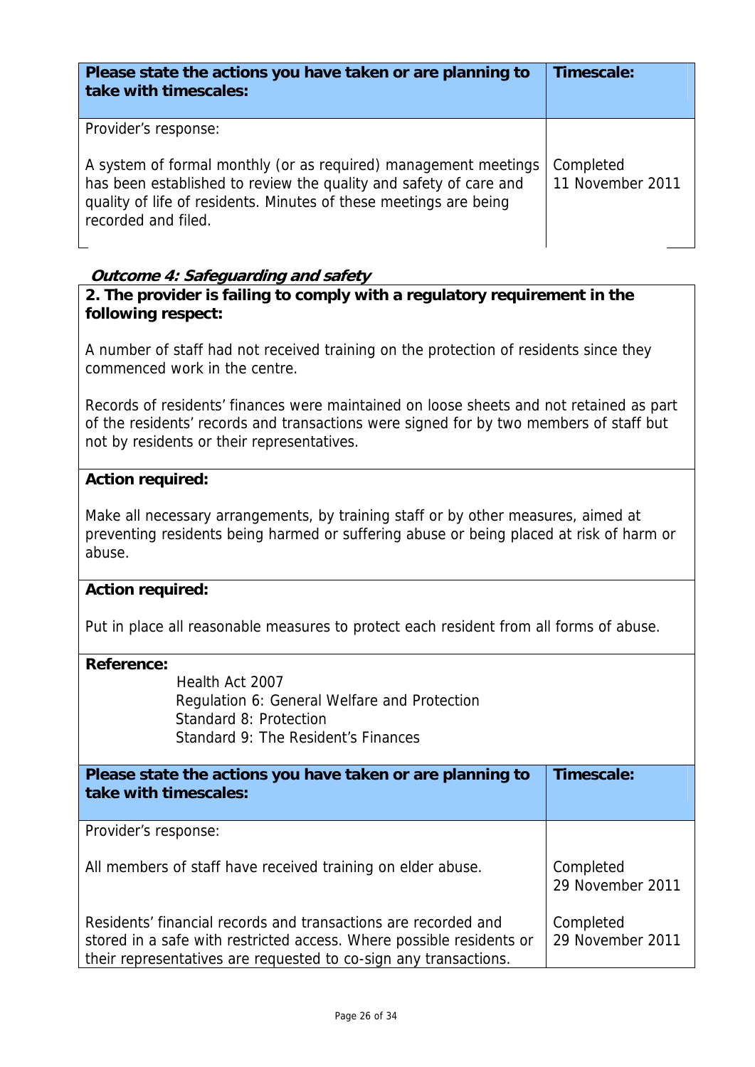| Please state the actions you have taken or are planning to take with timescales: | Timescale: |
|---|---|
| Provider's response:<br><br>A system of formal monthly (or as required) management meetings has been established to review the quality and safety of care and quality of life of residents. Minutes of these meetings are being recorded and filed. | Completed 11 November 2011 |

***Outcome 4: Safeguarding and safety***

**2. The provider is failing to comply with a regulatory requirement in the following respect:**

A number of staff had not received training on the protection of residents since they commenced work in the centre.

Records of residents' finances were maintained on loose sheets and not retained as part of the residents' records and transactions were signed for by two members of staff but not by residents or their representatives.

**Action required:**

Make all necessary arrangements, by training staff or by other measures, aimed at preventing residents being harmed or suffering abuse or being placed at risk of harm or abuse.

**Action required:**

Put in place all reasonable measures to protect each resident from all forms of abuse.

**Reference:**

Health Act 2007
Regulation 6: General Welfare and Protection
Standard 8: Protection
Standard 9: The Resident's Finances

| Please state the actions you have taken or are planning to take with timescales: | Timescale: |
|---|---|
| Provider's response: | |
| All members of staff have received training on elder abuse. | Completed 29 November 2011 |
| Residents' financial records and transactions are recorded and stored in a safe with restricted access. Where possible residents or their representatives are requested to co-sign any transactions. | Completed 29 November 2011 |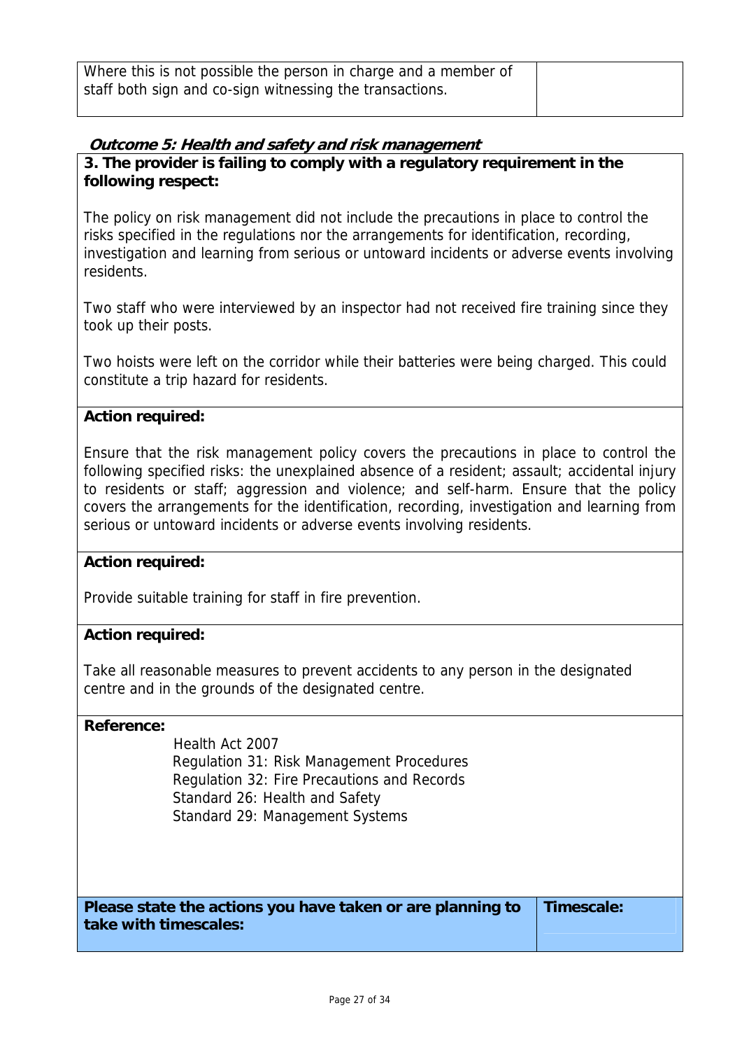| Where this is not possible the person in charge and a member of staff both sign and co-sign witnessing the transactions. | |
|---|---|

***Outcome 5: Health and safety and risk management***

**3. The provider is failing to comply with a regulatory requirement in the following respect:**

The policy on risk management did not include the precautions in place to control the risks specified in the regulations nor the arrangements for identification, recording, investigation and learning from serious or untoward incidents or adverse events involving residents.

Two staff who were interviewed by an inspector had not received fire training since they took up their posts.

Two hoists were left on the corridor while their batteries were being charged. This could constitute a trip hazard for residents.

**Action required:**

Ensure that the risk management policy covers the precautions in place to control the following specified risks: the unexplained absence of a resident; assault; accidental injury to residents or staff; aggression and violence; and self-harm. Ensure that the policy covers the arrangements for the identification, recording, investigation and learning from serious or untoward incidents or adverse events involving residents.

**Action required:**

Provide suitable training for staff in fire prevention.

**Action required:**

Take all reasonable measures to prevent accidents to any person in the designated centre and in the grounds of the designated centre.

**Reference:**

Health Act 2007
Regulation 31: Risk Management Procedures
Regulation 32: Fire Precautions and Records
Standard 26: Health and Safety
Standard 29: Management Systems

| **Please state the actions you have taken or are planning to take with timescales:** | **Timescale:** |
|---|---|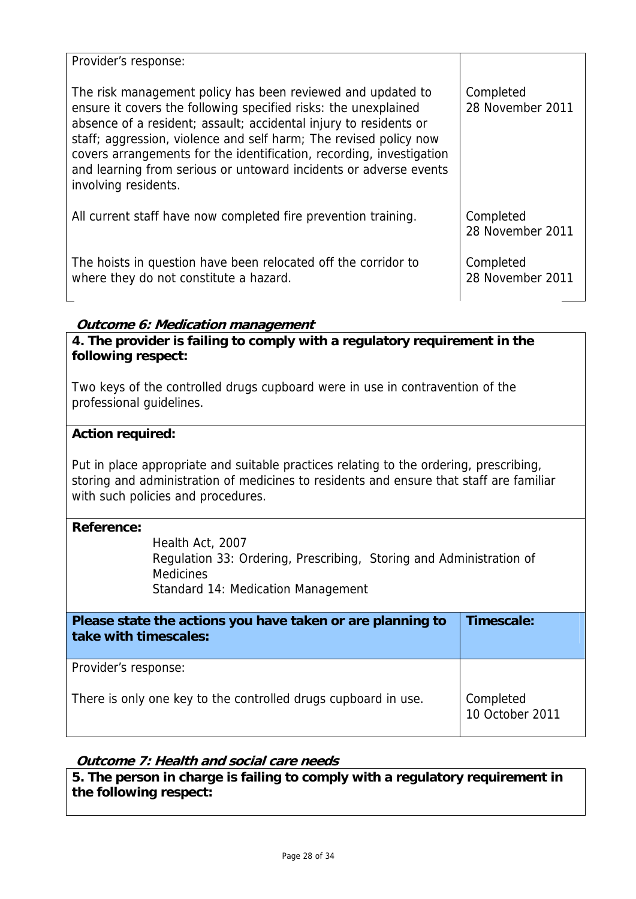| Provider's response: | |
|---|---|
| The risk management policy has been reviewed and updated to ensure it covers the following specified risks: the unexplained absence of a resident; assault; accidental injury to residents or staff; aggression, violence and self harm; The revised policy now covers arrangements for the identification, recording, investigation and learning from serious or untoward incidents or adverse events involving residents. | Completed 28 November 2011 |
| All current staff have now completed fire prevention training. | Completed 28 November 2011 |
| The hoists in question have been relocated off the corridor to where they do not constitute a hazard. | Completed 28 November 2011 |

***Outcome 6: Medication management***

**4. The provider is failing to comply with a regulatory requirement in the following respect:**

Two keys of the controlled drugs cupboard were in use in contravention of the professional guidelines.

**Action required:**

Put in place appropriate and suitable practices relating to the ordering, prescribing, storing and administration of medicines to residents and ensure that staff are familiar with such policies and procedures.

**Reference:**

Health Act, 2007
Regulation 33: Ordering, Prescribing, Storing and Administration of Medicines
Standard 14: Medication Management

| **Please state the actions you have taken or are planning to take with timescales:** | **Timescale:** |
|---|---|
| Provider's response: | |
| There is only one key to the controlled drugs cupboard in use. | Completed 10 October 2011 |

***Outcome 7: Health and social care needs***

**5. The person in charge is failing to comply with a regulatory requirement in the following respect:**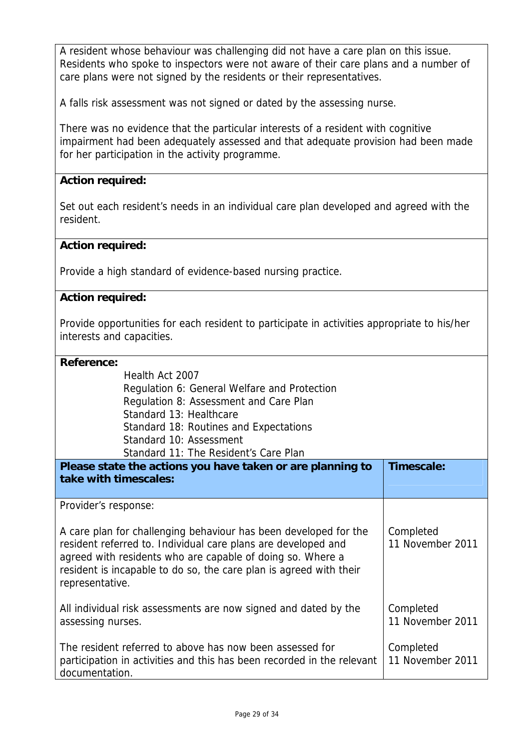A resident whose behaviour was challenging did not have a care plan on this issue. Residents who spoke to inspectors were not aware of their care plans and a number of care plans were not signed by the residents or their representatives.

A falls risk assessment was not signed or dated by the assessing nurse.

There was no evidence that the particular interests of a resident with cognitive impairment had been adequately assessed and that adequate provision had been made for her participation in the activity programme.

**Action required:**

Set out each resident's needs in an individual care plan developed and agreed with the resident.

**Action required:**

Provide a high standard of evidence-based nursing practice.

**Action required:**

Provide opportunities for each resident to participate in activities appropriate to his/her interests and capacities.

**Reference:**

Health Act 2007
Regulation 6: General Welfare and Protection
Regulation 8: Assessment and Care Plan
Standard 13: Healthcare
Standard 18: Routines and Expectations
Standard 10: Assessment
Standard 11: The Resident's Care Plan

| **Please state the actions you have taken or are planning to take with timescales:** | **Timescale:** |
|---|---|
| Provider's response: | |
| A care plan for challenging behaviour has been developed for the resident referred to. Individual care plans are developed and agreed with residents who are capable of doing so. Where a resident is incapable to do so, the care plan is agreed with their representative. | Completed 11 November 2011 |
| All individual risk assessments are now signed and dated by the assessing nurses. | Completed 11 November 2011 |
| The resident referred to above has now been assessed for participation in activities and this has been recorded in the relevant documentation. | Completed 11 November 2011 |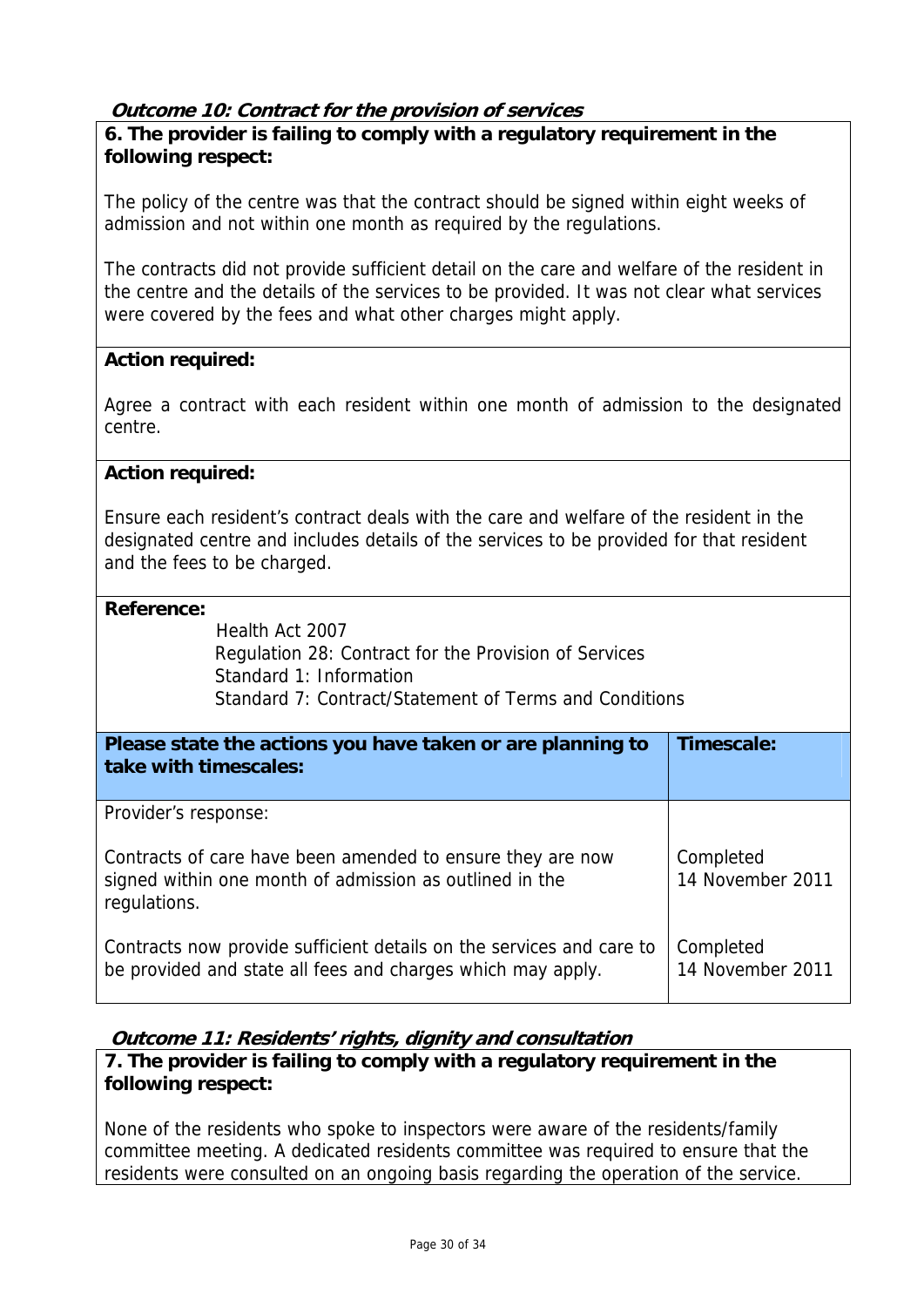***Outcome 10: Contract for the provision of services***

**6. The provider is failing to comply with a regulatory requirement in the following respect:**

The policy of the centre was that the contract should be signed within eight weeks of admission and not within one month as required by the regulations.

The contracts did not provide sufficient detail on the care and welfare of the resident in the centre and the details of the services to be provided. It was not clear what services were covered by the fees and what other charges might apply.

**Action required:**

Agree a contract with each resident within one month of admission to the designated centre.

**Action required:**

Ensure each resident's contract deals with the care and welfare of the resident in the designated centre and includes details of the services to be provided for that resident and the fees to be charged.

**Reference:**

Health Act 2007
Regulation 28: Contract for the Provision of Services
Standard 1: Information
Standard 7: Contract/Statement of Terms and Conditions

| Please state the actions you have taken or are planning to take with timescales: | Timescale: |
|---|---|
| Provider's response: | |
| Contracts of care have been amended to ensure they are now signed within one month of admission as outlined in the regulations. | Completed 14 November 2011 |
| Contracts now provide sufficient details on the services and care to be provided and state all fees and charges which may apply. | Completed 14 November 2011 |

***Outcome 11: Residents' rights, dignity and consultation***

**7. The provider is failing to comply with a regulatory requirement in the following respect:**

None of the residents who spoke to inspectors were aware of the residents/family committee meeting. A dedicated residents committee was required to ensure that the residents were consulted on an ongoing basis regarding the operation of the service.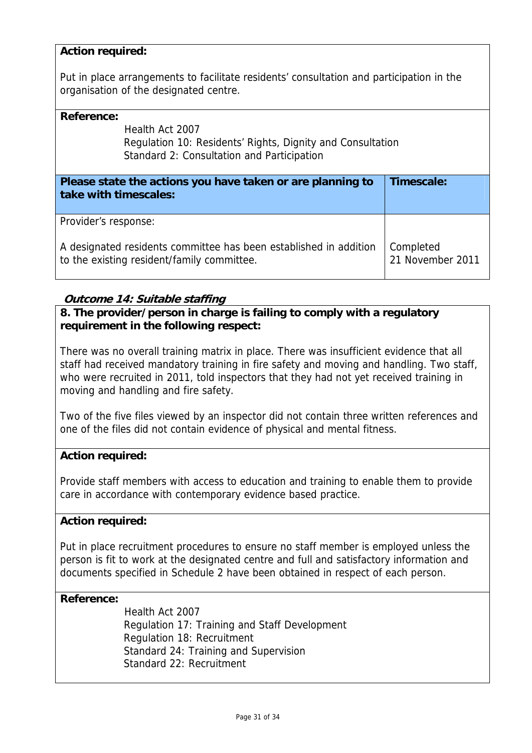**Action required:**

Put in place arrangements to facilitate residents' consultation and participation in the organisation of the designated centre.

**Reference:**

Health Act 2007
Regulation 10: Residents' Rights, Dignity and Consultation
Standard 2: Consultation and Participation

| **Please state the actions you have taken or are planning to take with timescales:** | **Timescale:** |
|---|---|
| Provider's response:<br><br>A designated residents committee has been established in addition to the existing resident/family committee. | Completed 21 November 2011 |

***Outcome 14: Suitable staffing***

**8. The provider/person in charge is failing to comply with a regulatory requirement in the following respect:**

There was no overall training matrix in place. There was insufficient evidence that all staff had received mandatory training in fire safety and moving and handling. Two staff, who were recruited in 2011, told inspectors that they had not yet received training in moving and handling and fire safety.

Two of the five files viewed by an inspector did not contain three written references and one of the files did not contain evidence of physical and mental fitness.

**Action required:**

Provide staff members with access to education and training to enable them to provide care in accordance with contemporary evidence based practice.

**Action required:**

Put in place recruitment procedures to ensure no staff member is employed unless the person is fit to work at the designated centre and full and satisfactory information and documents specified in Schedule 2 have been obtained in respect of each person.

**Reference:**

Health Act 2007
Regulation 17: Training and Staff Development
Regulation 18: Recruitment
Standard 24: Training and Supervision
Standard 22: Recruitment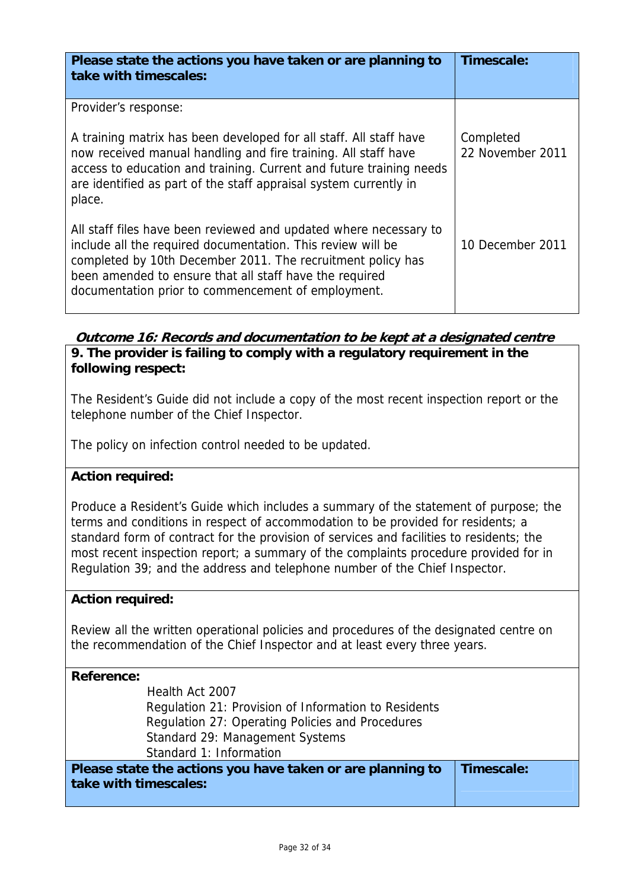| Please state the actions you have taken or are planning to take with timescales: | Timescale: |
|---|---|
| Provider's response:<br><br>A training matrix has been developed for all staff. All staff have now received manual handling and fire training. All staff have access to education and training. Current and future training needs are identified as part of the staff appraisal system currently in place.<br><br>All staff files have been reviewed and updated where necessary to include all the required documentation. This review will be completed by 10th December 2011. The recruitment policy has been amended to ensure that all staff have the required documentation prior to commencement of employment. | Completed 22 November 2011<br><br>10 December 2011 |

***Outcome 16: Records and documentation to be kept at a designated centre***

**9. The provider is failing to comply with a regulatory requirement in the following respect:**

The Resident's Guide did not include a copy of the most recent inspection report or the telephone number of the Chief Inspector.

The policy on infection control needed to be updated.

**Action required:**

Produce a Resident's Guide which includes a summary of the statement of purpose; the terms and conditions in respect of accommodation to be provided for residents; a standard form of contract for the provision of services and facilities to residents; the most recent inspection report; a summary of the complaints procedure provided for in Regulation 39; and the address and telephone number of the Chief Inspector.

**Action required:**

Review all the written operational policies and procedures of the designated centre on the recommendation of the Chief Inspector and at least every three years.

**Reference:**

Health Act 2007
Regulation 21: Provision of Information to Residents
Regulation 27: Operating Policies and Procedures
Standard 29: Management Systems
Standard 1: Information

| Please state the actions you have taken or are planning to take with timescales: | Timescale: |
|---|---|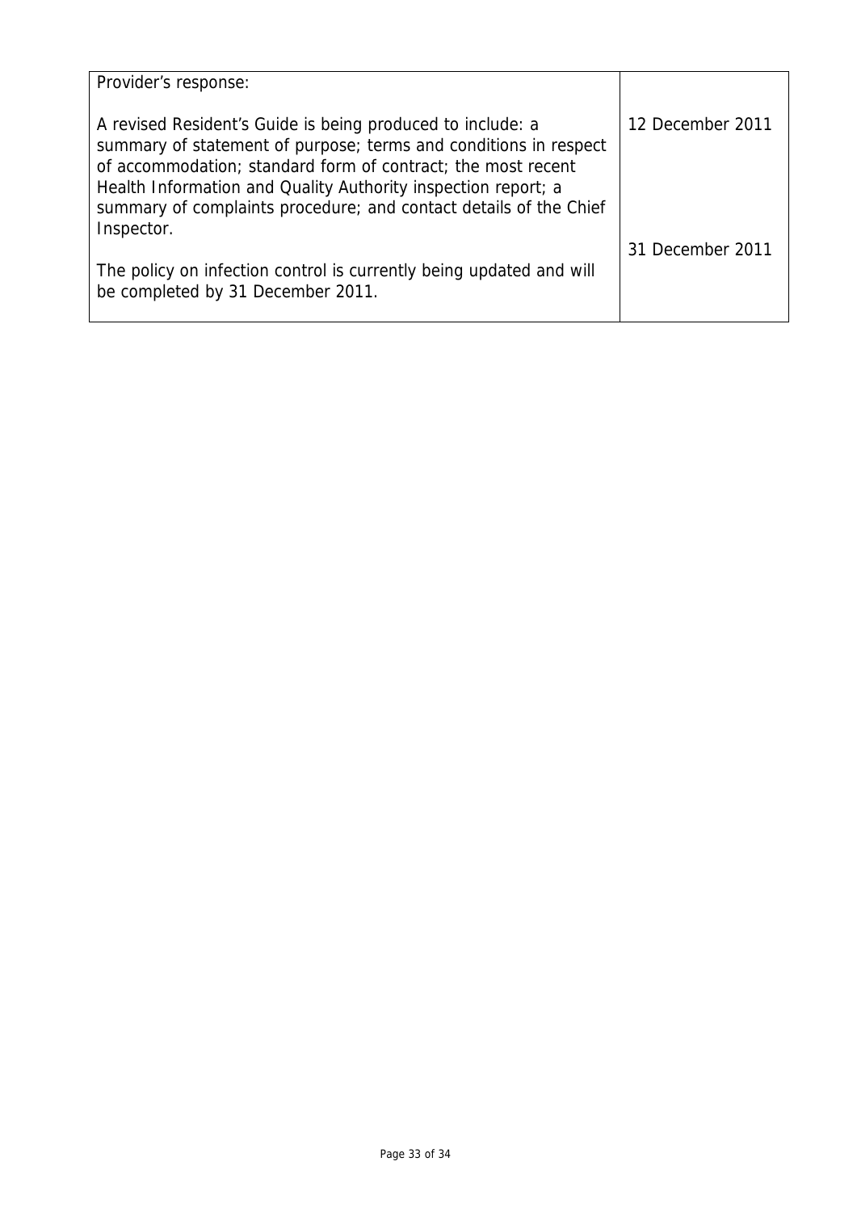| | |
|---|---|
| Provider's response:<br><br>A revised Resident's Guide is being produced to include: a summary of statement of purpose; terms and conditions in respect of accommodation; standard form of contract; the most recent Health Information and Quality Authority inspection report; a summary of complaints procedure; and contact details of the Chief Inspector.<br><br>The policy on infection control is currently being updated and will be completed by 31 December 2011. | 12 December 2011<br><br>31 December 2011 |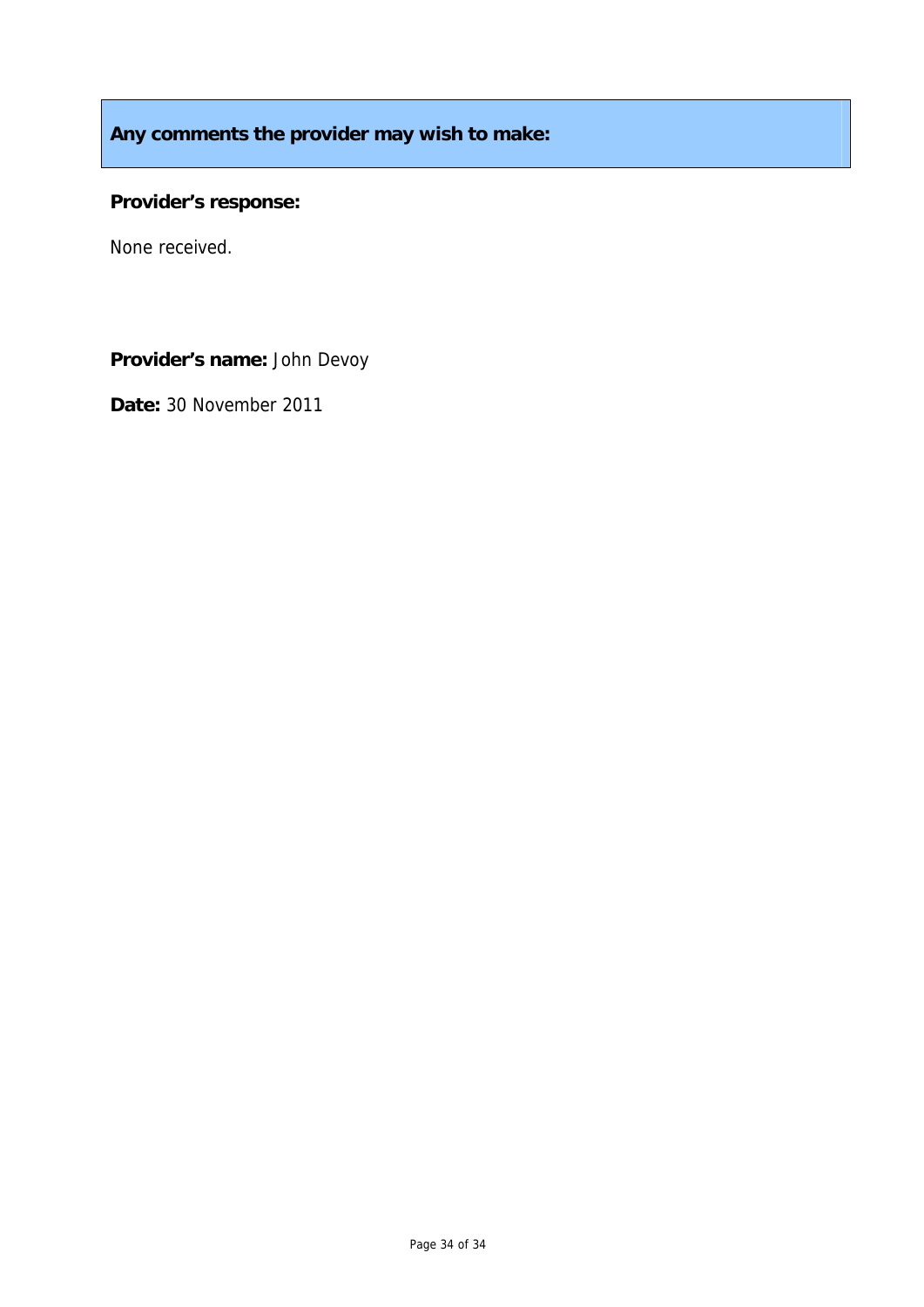## Any comments the provider may wish to make:

**Provider's response:**

None received.

**Provider's name:** John Devoy

**Date:** 30 November 2011